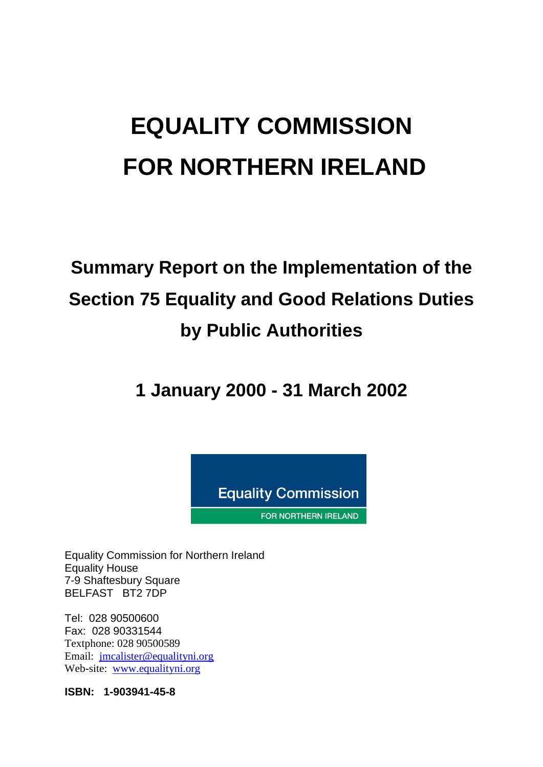# EQUALITY COMMISSION FOR NORTHERN IRELAND

## Summary Report on the Implementation of the Section 75 Equality and Good Relations Duties by Public Authorities

## 1 January 2000 - 31 March 2002

Equality Commission for Northern Ireland
Equality House
7-9 Shaftesbury Square
BELFAST BT2 7DP

Tel: 028 90500600
Fax: 028 90331544
Textphone: 028 90500589
Email: jmcalister@equalityni.org
Web-site: www.equalityni.org

**ISBN: 1-903941-45-8**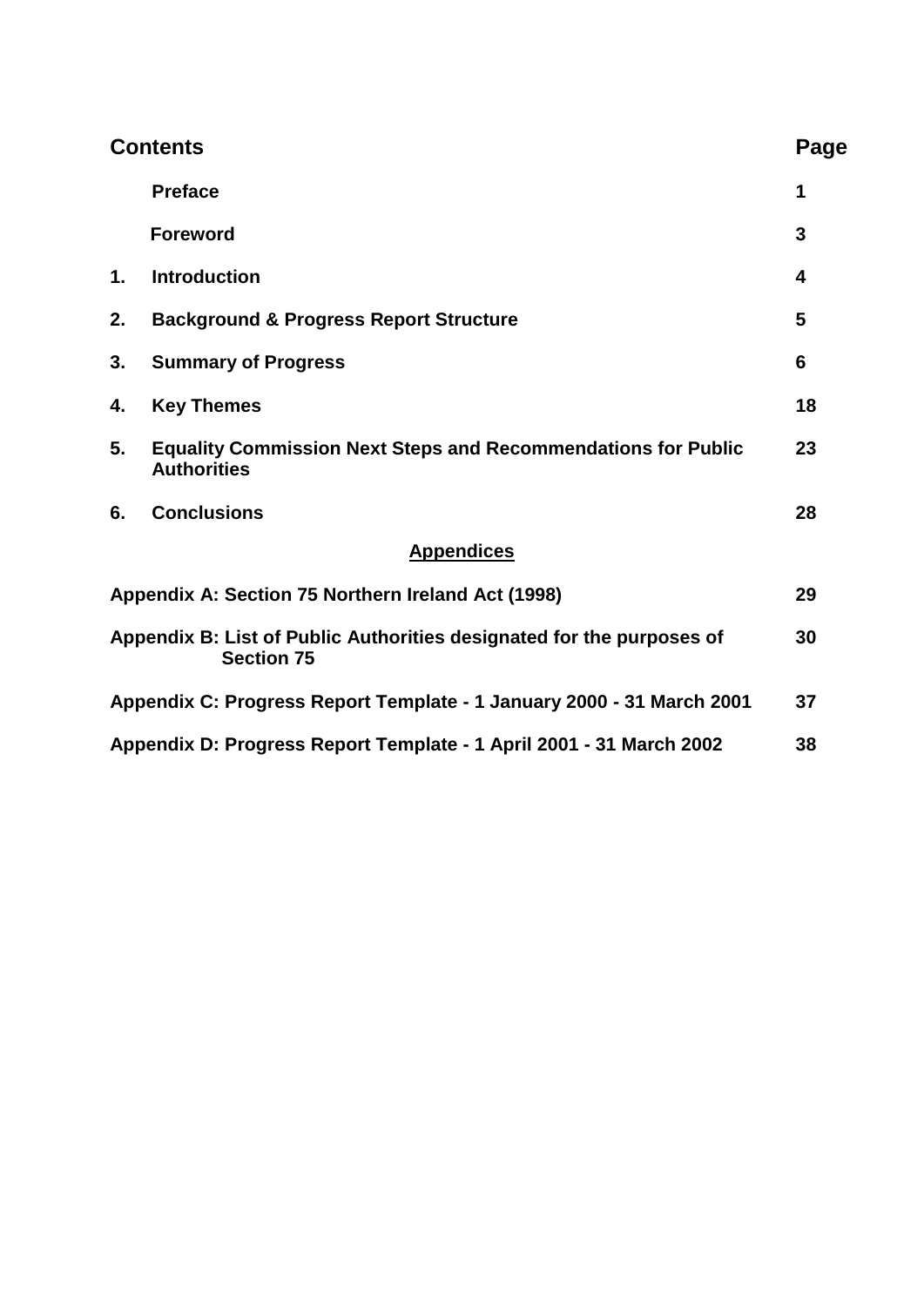| **Contents** | | **Page** |
|---|---|---|
| | **Preface** | **1** |
| | **Foreword** | **3** |
| **1.** | **Introduction** | **4** |
| **2.** | **Background & Progress Report Structure** | **5** |
| **3.** | **Summary of Progress** | **6** |
| **4.** | **Key Themes** | **18** |
| **5.** | **Equality Commission Next Steps and Recommendations for Public Authorities** | **23** |
| **6.** | **Conclusions** | **28** |

**Appendices**

| | |
|---|---|
| **Appendix A: Section 75 Northern Ireland Act (1998)** | **29** |
| **Appendix B: List of Public Authorities designated for the purposes of Section 75** | **30** |
| **Appendix C: Progress Report Template - 1 January 2000 - 31 March 2001** | **37** |
| **Appendix D: Progress Report Template - 1 April 2001 - 31 March 2002** | **38** |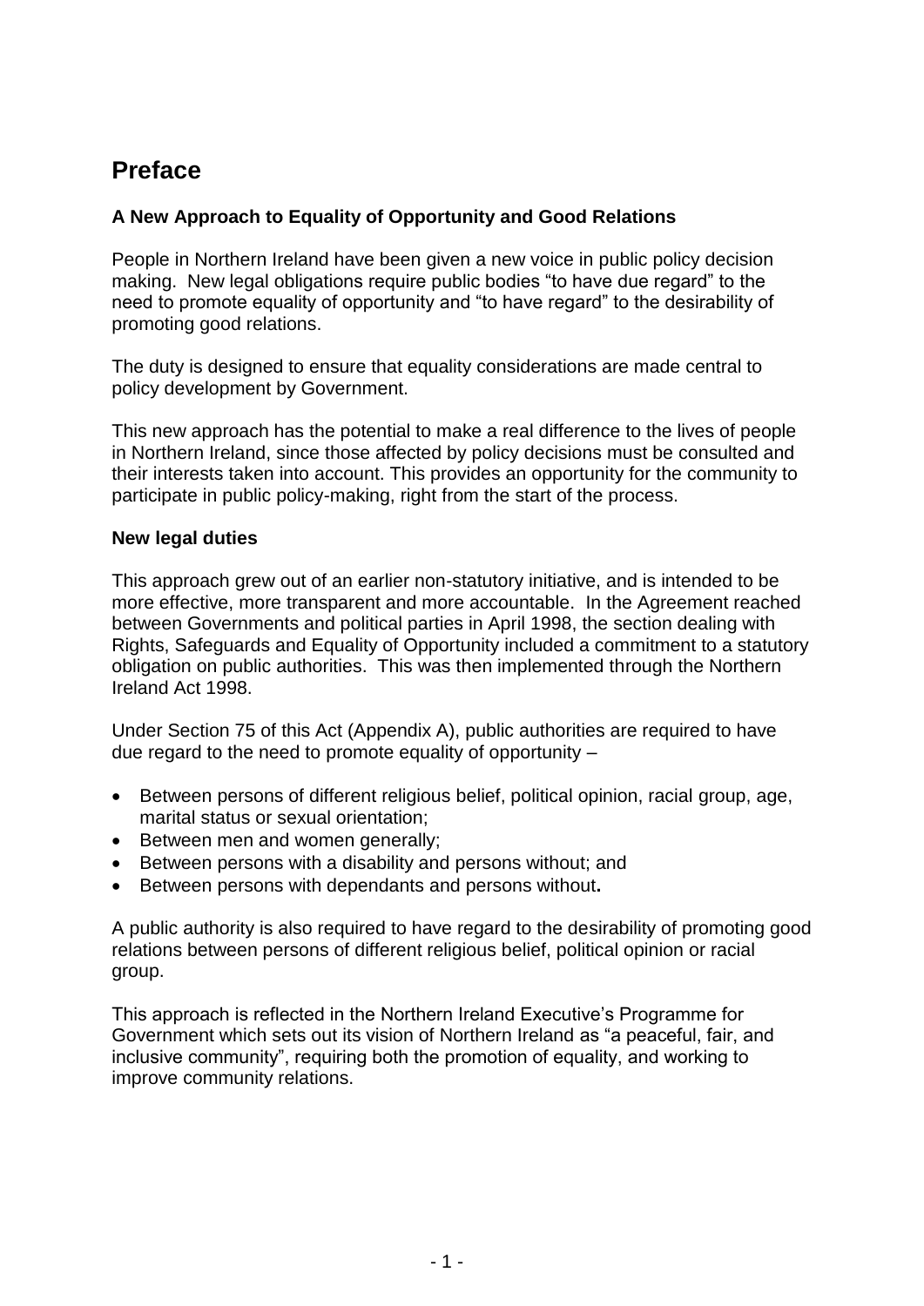# Preface

### A New Approach to Equality of Opportunity and Good Relations

People in Northern Ireland have been given a new voice in public policy decision making. New legal obligations require public bodies "to have due regard" to the need to promote equality of opportunity and "to have regard" to the desirability of promoting good relations.

The duty is designed to ensure that equality considerations are made central to policy development by Government.

This new approach has the potential to make a real difference to the lives of people in Northern Ireland, since those affected by policy decisions must be consulted and their interests taken into account. This provides an opportunity for the community to participate in public policy-making, right from the start of the process.

### New legal duties

This approach grew out of an earlier non-statutory initiative, and is intended to be more effective, more transparent and more accountable. In the Agreement reached between Governments and political parties in April 1998, the section dealing with Rights, Safeguards and Equality of Opportunity included a commitment to a statutory obligation on public authorities. This was then implemented through the Northern Ireland Act 1998.

Under Section 75 of this Act (Appendix A), public authorities are required to have due regard to the need to promote equality of opportunity –

- Between persons of different religious belief, political opinion, racial group, age, marital status or sexual orientation;
- Between men and women generally;
- Between persons with a disability and persons without; and
- Between persons with dependants and persons without.

A public authority is also required to have regard to the desirability of promoting good relations between persons of different religious belief, political opinion or racial group.

This approach is reflected in the Northern Ireland Executive's Programme for Government which sets out its vision of Northern Ireland as "a peaceful, fair, and inclusive community", requiring both the promotion of equality, and working to improve community relations.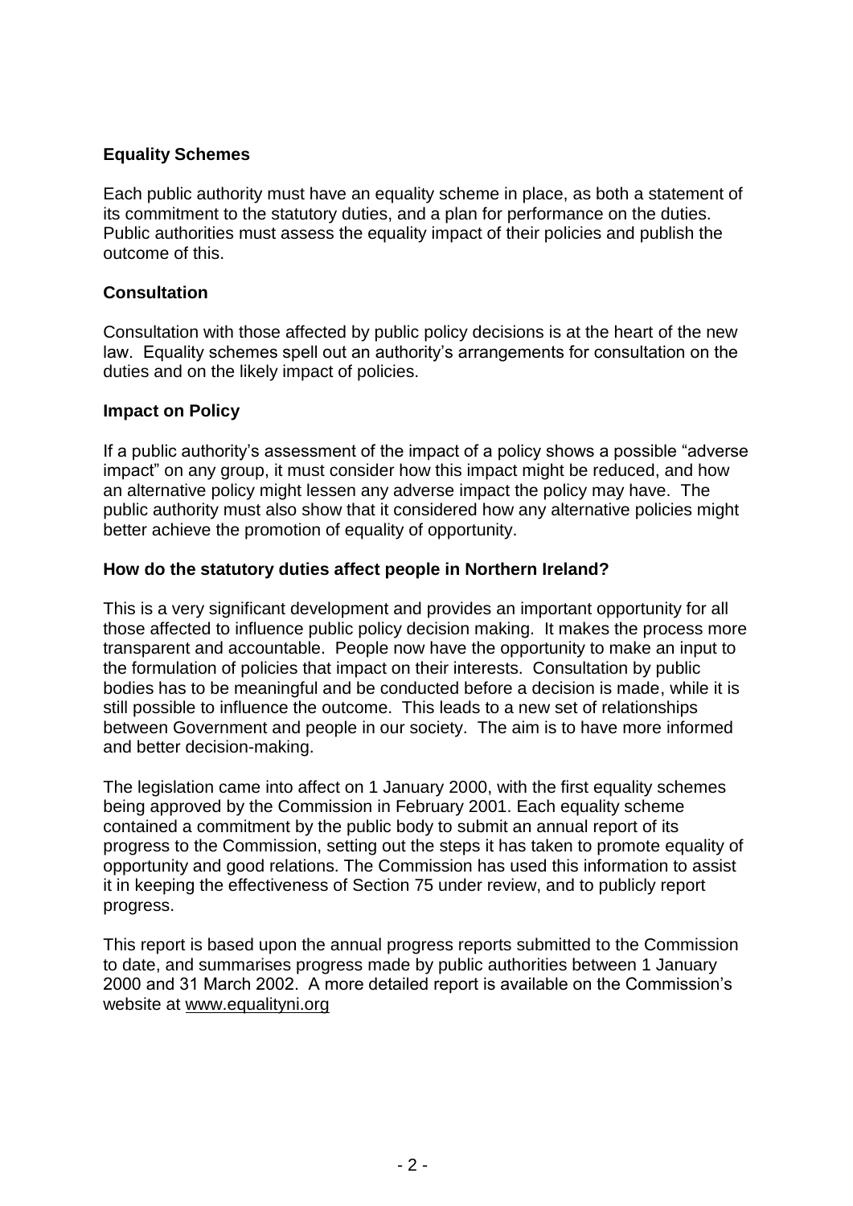**Equality Schemes**

Each public authority must have an equality scheme in place, as both a statement of its commitment to the statutory duties, and a plan for performance on the duties. Public authorities must assess the equality impact of their policies and publish the outcome of this.

**Consultation**

Consultation with those affected by public policy decisions is at the heart of the new law. Equality schemes spell out an authority's arrangements for consultation on the duties and on the likely impact of policies.

**Impact on Policy**

If a public authority's assessment of the impact of a policy shows a possible "adverse impact" on any group, it must consider how this impact might be reduced, and how an alternative policy might lessen any adverse impact the policy may have. The public authority must also show that it considered how any alternative policies might better achieve the promotion of equality of opportunity.

**How do the statutory duties affect people in Northern Ireland?**

This is a very significant development and provides an important opportunity for all those affected to influence public policy decision making. It makes the process more transparent and accountable. People now have the opportunity to make an input to the formulation of policies that impact on their interests. Consultation by public bodies has to be meaningful and be conducted before a decision is made, while it is still possible to influence the outcome. This leads to a new set of relationships between Government and people in our society. The aim is to have more informed and better decision-making.

The legislation came into affect on 1 January 2000, with the first equality schemes being approved by the Commission in February 2001. Each equality scheme contained a commitment by the public body to submit an annual report of its progress to the Commission, setting out the steps it has taken to promote equality of opportunity and good relations. The Commission has used this information to assist it in keeping the effectiveness of Section 75 under review, and to publicly report progress.

This report is based upon the annual progress reports submitted to the Commission to date, and summarises progress made by public authorities between 1 January 2000 and 31 March 2002. A more detailed report is available on the Commission's website at www.equalityni.org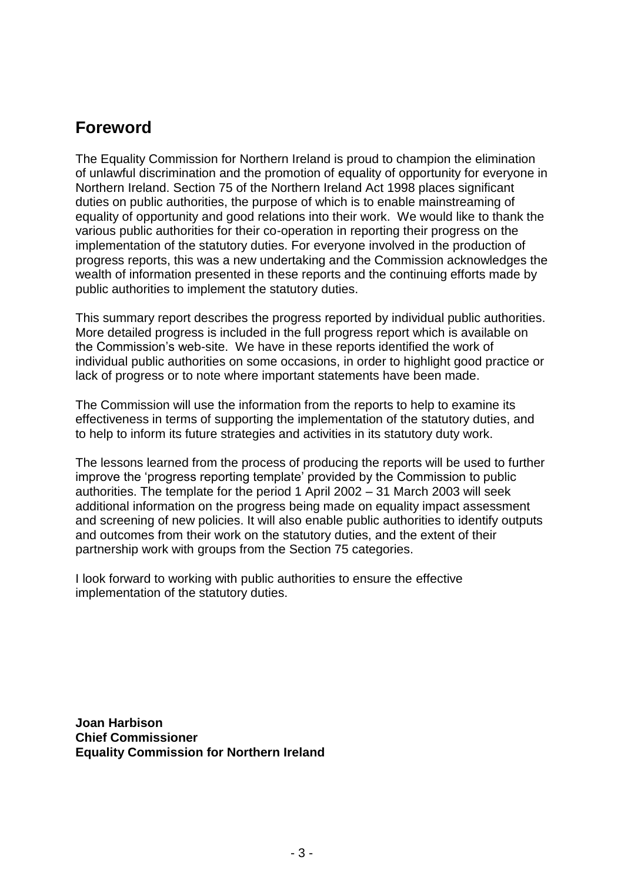## Foreword

The Equality Commission for Northern Ireland is proud to champion the elimination of unlawful discrimination and the promotion of equality of opportunity for everyone in Northern Ireland. Section 75 of the Northern Ireland Act 1998 places significant duties on public authorities, the purpose of which is to enable mainstreaming of equality of opportunity and good relations into their work. We would like to thank the various public authorities for their co-operation in reporting their progress on the implementation of the statutory duties. For everyone involved in the production of progress reports, this was a new undertaking and the Commission acknowledges the wealth of information presented in these reports and the continuing efforts made by public authorities to implement the statutory duties.

This summary report describes the progress reported by individual public authorities. More detailed progress is included in the full progress report which is available on the Commission's web-site. We have in these reports identified the work of individual public authorities on some occasions, in order to highlight good practice or lack of progress or to note where important statements have been made.

The Commission will use the information from the reports to help to examine its effectiveness in terms of supporting the implementation of the statutory duties, and to help to inform its future strategies and activities in its statutory duty work.

The lessons learned from the process of producing the reports will be used to further improve the 'progress reporting template' provided by the Commission to public authorities. The template for the period 1 April 2002 – 31 March 2003 will seek additional information on the progress being made on equality impact assessment and screening of new policies. It will also enable public authorities to identify outputs and outcomes from their work on the statutory duties, and the extent of their partnership work with groups from the Section 75 categories.

I look forward to working with public authorities to ensure the effective implementation of the statutory duties.

**Joan Harbison**
**Chief Commissioner**
**Equality Commission for Northern Ireland**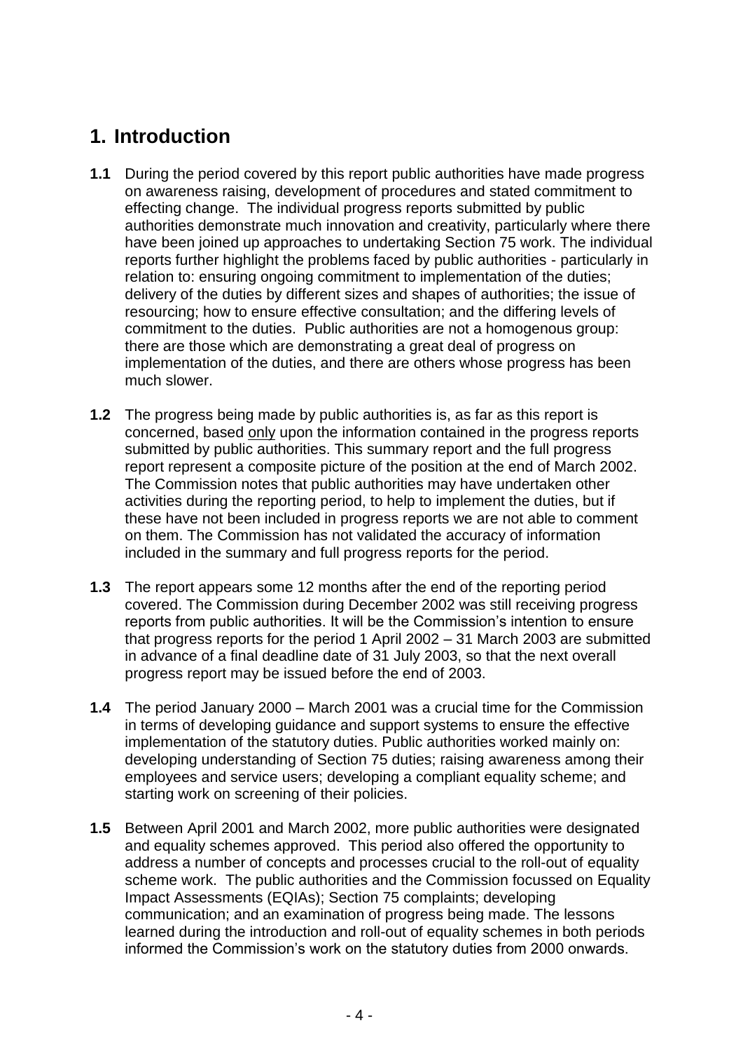# 1. Introduction

**1.1** During the period covered by this report public authorities have made progress on awareness raising, development of procedures and stated commitment to effecting change. The individual progress reports submitted by public authorities demonstrate much innovation and creativity, particularly where there have been joined up approaches to undertaking Section 75 work. The individual reports further highlight the problems faced by public authorities - particularly in relation to: ensuring ongoing commitment to implementation of the duties; delivery of the duties by different sizes and shapes of authorities; the issue of resourcing; how to ensure effective consultation; and the differing levels of commitment to the duties. Public authorities are not a homogenous group: there are those which are demonstrating a great deal of progress on implementation of the duties, and there are others whose progress has been much slower.

**1.2** The progress being made by public authorities is, as far as this report is concerned, based only upon the information contained in the progress reports submitted by public authorities. This summary report and the full progress report represent a composite picture of the position at the end of March 2002. The Commission notes that public authorities may have undertaken other activities during the reporting period, to help to implement the duties, but if these have not been included in progress reports we are not able to comment on them. The Commission has not validated the accuracy of information included in the summary and full progress reports for the period.

**1.3** The report appears some 12 months after the end of the reporting period covered. The Commission during December 2002 was still receiving progress reports from public authorities. It will be the Commission's intention to ensure that progress reports for the period 1 April 2002 – 31 March 2003 are submitted in advance of a final deadline date of 31 July 2003, so that the next overall progress report may be issued before the end of 2003.

**1.4** The period January 2000 – March 2001 was a crucial time for the Commission in terms of developing guidance and support systems to ensure the effective implementation of the statutory duties. Public authorities worked mainly on: developing understanding of Section 75 duties; raising awareness among their employees and service users; developing a compliant equality scheme; and starting work on screening of their policies.

**1.5** Between April 2001 and March 2002, more public authorities were designated and equality schemes approved. This period also offered the opportunity to address a number of concepts and processes crucial to the roll-out of equality scheme work. The public authorities and the Commission focussed on Equality Impact Assessments (EQIAs); Section 75 complaints; developing communication; and an examination of progress being made. The lessons learned during the introduction and roll-out of equality schemes in both periods informed the Commission's work on the statutory duties from 2000 onwards.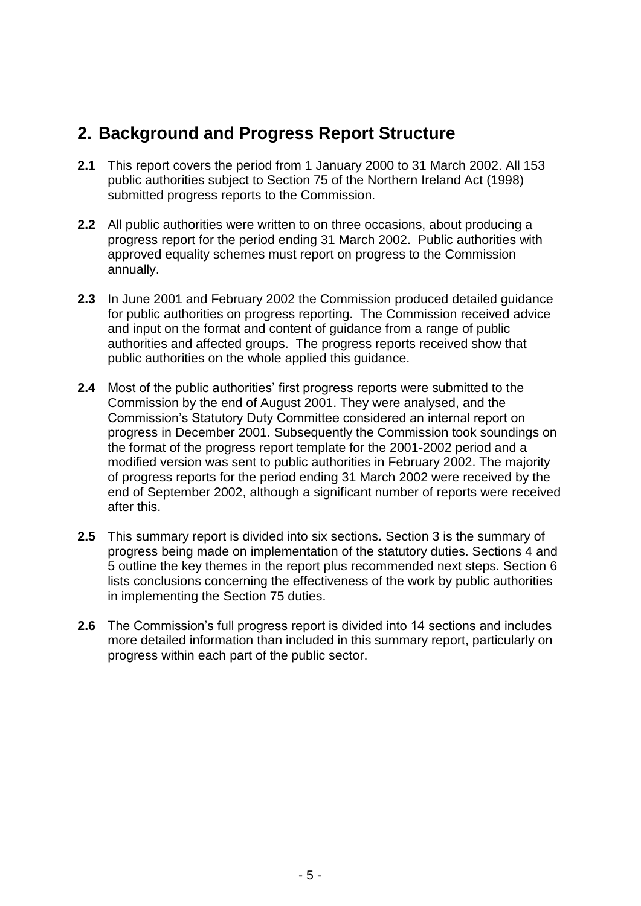## 2. Background and Progress Report Structure

**2.1** This report covers the period from 1 January 2000 to 31 March 2002. All 153 public authorities subject to Section 75 of the Northern Ireland Act (1998) submitted progress reports to the Commission.

**2.2** All public authorities were written to on three occasions, about producing a progress report for the period ending 31 March 2002. Public authorities with approved equality schemes must report on progress to the Commission annually.

**2.3** In June 2001 and February 2002 the Commission produced detailed guidance for public authorities on progress reporting. The Commission received advice and input on the format and content of guidance from a range of public authorities and affected groups. The progress reports received show that public authorities on the whole applied this guidance.

**2.4** Most of the public authorities' first progress reports were submitted to the Commission by the end of August 2001. They were analysed, and the Commission's Statutory Duty Committee considered an internal report on progress in December 2001. Subsequently the Commission took soundings on the format of the progress report template for the 2001-2002 period and a modified version was sent to public authorities in February 2002. The majority of progress reports for the period ending 31 March 2002 were received by the end of September 2002, although a significant number of reports were received after this.

**2.5** This summary report is divided into six sections**.** Section 3 is the summary of progress being made on implementation of the statutory duties. Sections 4 and 5 outline the key themes in the report plus recommended next steps. Section 6 lists conclusions concerning the effectiveness of the work by public authorities in implementing the Section 75 duties.

**2.6** The Commission's full progress report is divided into 14 sections and includes more detailed information than included in this summary report, particularly on progress within each part of the public sector.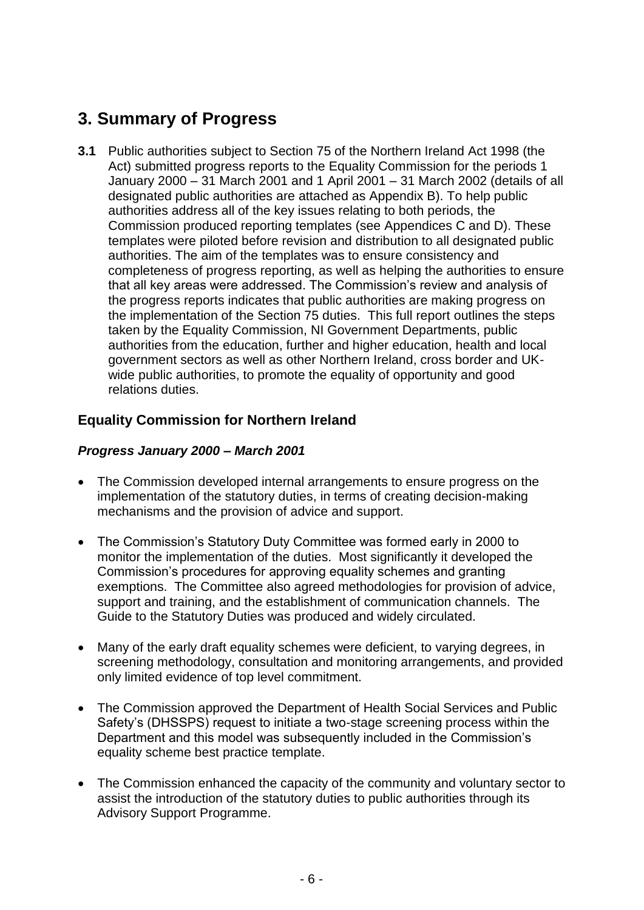# 3. Summary of Progress

**3.1** Public authorities subject to Section 75 of the Northern Ireland Act 1998 (the Act) submitted progress reports to the Equality Commission for the periods 1 January 2000 – 31 March 2001 and 1 April 2001 – 31 March 2002 (details of all designated public authorities are attached as Appendix B). To help public authorities address all of the key issues relating to both periods, the Commission produced reporting templates (see Appendices C and D). These templates were piloted before revision and distribution to all designated public authorities. The aim of the templates was to ensure consistency and completeness of progress reporting, as well as helping the authorities to ensure that all key areas were addressed. The Commission's review and analysis of the progress reports indicates that public authorities are making progress on the implementation of the Section 75 duties. This full report outlines the steps taken by the Equality Commission, NI Government Departments, public authorities from the education, further and higher education, health and local government sectors as well as other Northern Ireland, cross border and UK-wide public authorities, to promote the equality of opportunity and good relations duties.

## Equality Commission for Northern Ireland

### *Progress January 2000 – March 2001*

- The Commission developed internal arrangements to ensure progress on the implementation of the statutory duties, in terms of creating decision-making mechanisms and the provision of advice and support.
- The Commission's Statutory Duty Committee was formed early in 2000 to monitor the implementation of the duties. Most significantly it developed the Commission's procedures for approving equality schemes and granting exemptions. The Committee also agreed methodologies for provision of advice, support and training, and the establishment of communication channels. The Guide to the Statutory Duties was produced and widely circulated.
- Many of the early draft equality schemes were deficient, to varying degrees, in screening methodology, consultation and monitoring arrangements, and provided only limited evidence of top level commitment.
- The Commission approved the Department of Health Social Services and Public Safety's (DHSSPS) request to initiate a two-stage screening process within the Department and this model was subsequently included in the Commission's equality scheme best practice template.
- The Commission enhanced the capacity of the community and voluntary sector to assist the introduction of the statutory duties to public authorities through its Advisory Support Programme.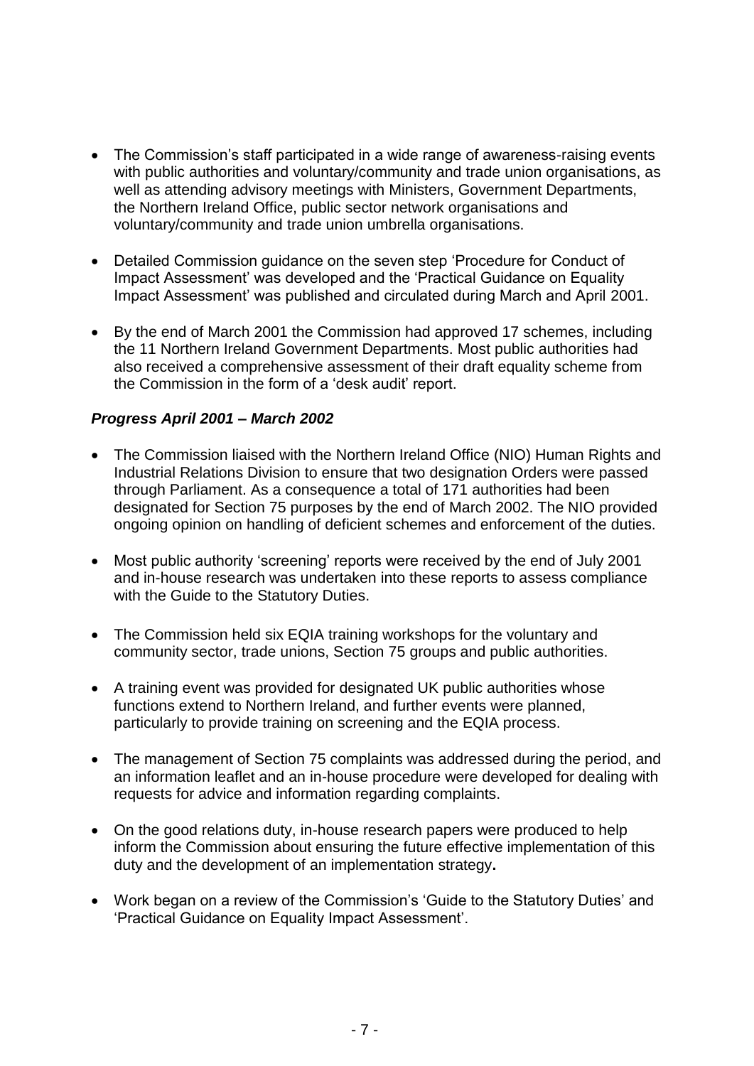- The Commission's staff participated in a wide range of awareness-raising events with public authorities and voluntary/community and trade union organisations, as well as attending advisory meetings with Ministers, Government Departments, the Northern Ireland Office, public sector network organisations and voluntary/community and trade union umbrella organisations.

- Detailed Commission guidance on the seven step 'Procedure for Conduct of Impact Assessment' was developed and the 'Practical Guidance on Equality Impact Assessment' was published and circulated during March and April 2001.

- By the end of March 2001 the Commission had approved 17 schemes, including the 11 Northern Ireland Government Departments. Most public authorities had also received a comprehensive assessment of their draft equality scheme from the Commission in the form of a 'desk audit' report.

***Progress April 2001 – March 2002***

- The Commission liaised with the Northern Ireland Office (NIO) Human Rights and Industrial Relations Division to ensure that two designation Orders were passed through Parliament. As a consequence a total of 171 authorities had been designated for Section 75 purposes by the end of March 2002. The NIO provided ongoing opinion on handling of deficient schemes and enforcement of the duties.

- Most public authority 'screening' reports were received by the end of July 2001 and in-house research was undertaken into these reports to assess compliance with the Guide to the Statutory Duties.

- The Commission held six EQIA training workshops for the voluntary and community sector, trade unions, Section 75 groups and public authorities.

- A training event was provided for designated UK public authorities whose functions extend to Northern Ireland, and further events were planned, particularly to provide training on screening and the EQIA process.

- The management of Section 75 complaints was addressed during the period, and an information leaflet and an in-house procedure were developed for dealing with requests for advice and information regarding complaints.

- On the good relations duty, in-house research papers were produced to help inform the Commission about ensuring the future effective implementation of this duty and the development of an implementation strategy**.**

- Work began on a review of the Commission's 'Guide to the Statutory Duties' and 'Practical Guidance on Equality Impact Assessment'.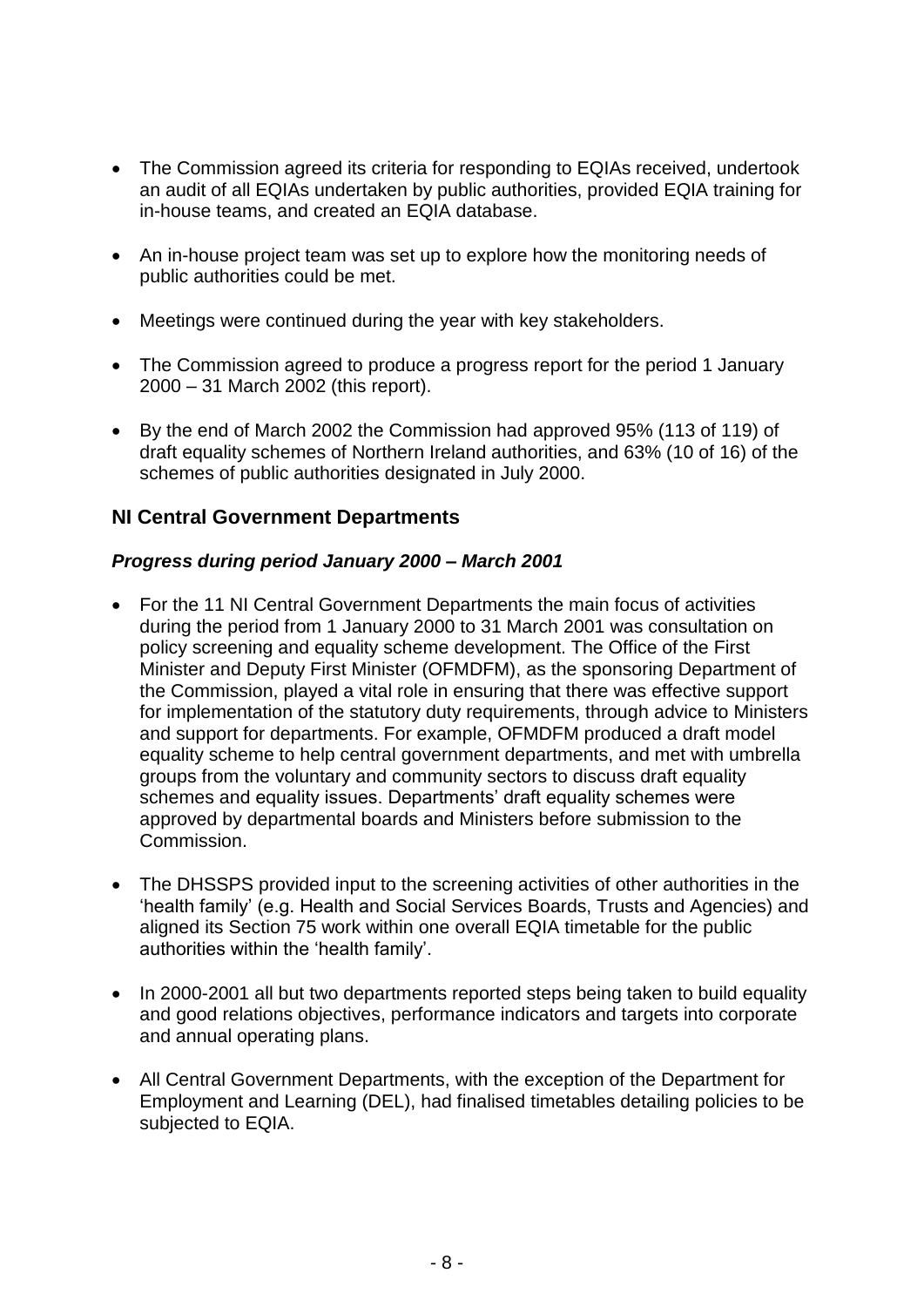- The Commission agreed its criteria for responding to EQIAs received, undertook an audit of all EQIAs undertaken by public authorities, provided EQIA training for in-house teams, and created an EQIA database.
- An in-house project team was set up to explore how the monitoring needs of public authorities could be met.
- Meetings were continued during the year with key stakeholders.
- The Commission agreed to produce a progress report for the period 1 January 2000 – 31 March 2002 (this report).
- By the end of March 2002 the Commission had approved 95% (113 of 119) of draft equality schemes of Northern Ireland authorities, and 63% (10 of 16) of the schemes of public authorities designated in July 2000.

## NI Central Government Departments

### *Progress during period January 2000 – March 2001*

- For the 11 NI Central Government Departments the main focus of activities during the period from 1 January 2000 to 31 March 2001 was consultation on policy screening and equality scheme development. The Office of the First Minister and Deputy First Minister (OFMDFM), as the sponsoring Department of the Commission, played a vital role in ensuring that there was effective support for implementation of the statutory duty requirements, through advice to Ministers and support for departments. For example, OFMDFM produced a draft model equality scheme to help central government departments, and met with umbrella groups from the voluntary and community sectors to discuss draft equality schemes and equality issues. Departments' draft equality schemes were approved by departmental boards and Ministers before submission to the Commission.
- The DHSSPS provided input to the screening activities of other authorities in the 'health family' (e.g. Health and Social Services Boards, Trusts and Agencies) and aligned its Section 75 work within one overall EQIA timetable for the public authorities within the 'health family'.
- In 2000-2001 all but two departments reported steps being taken to build equality and good relations objectives, performance indicators and targets into corporate and annual operating plans.
- All Central Government Departments, with the exception of the Department for Employment and Learning (DEL), had finalised timetables detailing policies to be subjected to EQIA.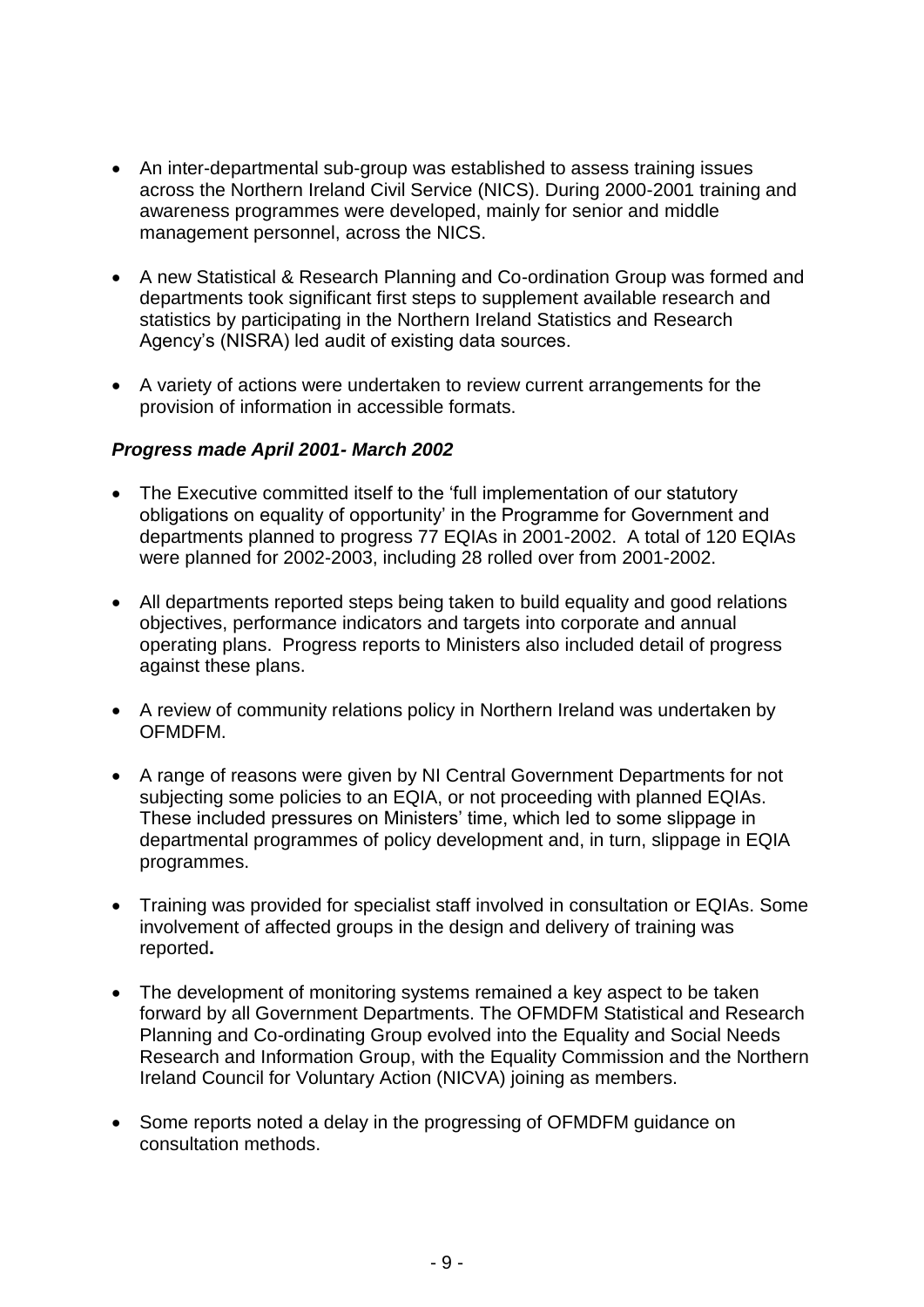- An inter-departmental sub-group was established to assess training issues across the Northern Ireland Civil Service (NICS). During 2000-2001 training and awareness programmes were developed, mainly for senior and middle management personnel, across the NICS.

- A new Statistical & Research Planning and Co-ordination Group was formed and departments took significant first steps to supplement available research and statistics by participating in the Northern Ireland Statistics and Research Agency's (NISRA) led audit of existing data sources.

- A variety of actions were undertaken to review current arrangements for the provision of information in accessible formats.

***Progress made April 2001- March 2002***

- The Executive committed itself to the 'full implementation of our statutory obligations on equality of opportunity' in the Programme for Government and departments planned to progress 77 EQIAs in 2001-2002. A total of 120 EQIAs were planned for 2002-2003, including 28 rolled over from 2001-2002.

- All departments reported steps being taken to build equality and good relations objectives, performance indicators and targets into corporate and annual operating plans. Progress reports to Ministers also included detail of progress against these plans.

- A review of community relations policy in Northern Ireland was undertaken by OFMDFM.

- A range of reasons were given by NI Central Government Departments for not subjecting some policies to an EQIA, or not proceeding with planned EQIAs. These included pressures on Ministers' time, which led to some slippage in departmental programmes of policy development and, in turn, slippage in EQIA programmes.

- Training was provided for specialist staff involved in consultation or EQIAs. Some involvement of affected groups in the design and delivery of training was reported**.**

- The development of monitoring systems remained a key aspect to be taken forward by all Government Departments. The OFMDFM Statistical and Research Planning and Co-ordinating Group evolved into the Equality and Social Needs Research and Information Group, with the Equality Commission and the Northern Ireland Council for Voluntary Action (NICVA) joining as members.

- Some reports noted a delay in the progressing of OFMDFM guidance on consultation methods.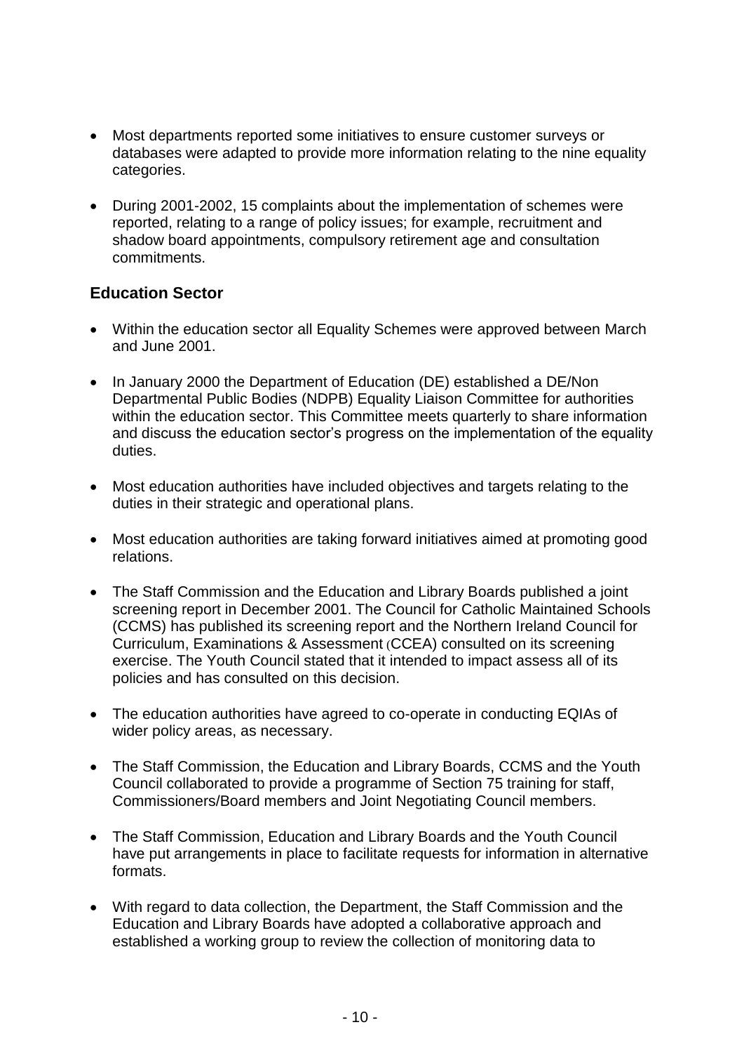- Most departments reported some initiatives to ensure customer surveys or databases were adapted to provide more information relating to the nine equality categories.

- During 2001-2002, 15 complaints about the implementation of schemes were reported, relating to a range of policy issues; for example, recruitment and shadow board appointments, compulsory retirement age and consultation commitments.

## Education Sector

- Within the education sector all Equality Schemes were approved between March and June 2001.

- In January 2000 the Department of Education (DE) established a DE/Non Departmental Public Bodies (NDPB) Equality Liaison Committee for authorities within the education sector. This Committee meets quarterly to share information and discuss the education sector's progress on the implementation of the equality duties.

- Most education authorities have included objectives and targets relating to the duties in their strategic and operational plans.

- Most education authorities are taking forward initiatives aimed at promoting good relations.

- The Staff Commission and the Education and Library Boards published a joint screening report in December 2001. The Council for Catholic Maintained Schools (CCMS) has published its screening report and the Northern Ireland Council for Curriculum, Examinations & Assessment (CCEA) consulted on its screening exercise. The Youth Council stated that it intended to impact assess all of its policies and has consulted on this decision.

- The education authorities have agreed to co-operate in conducting EQIAs of wider policy areas, as necessary.

- The Staff Commission, the Education and Library Boards, CCMS and the Youth Council collaborated to provide a programme of Section 75 training for staff, Commissioners/Board members and Joint Negotiating Council members.

- The Staff Commission, Education and Library Boards and the Youth Council have put arrangements in place to facilitate requests for information in alternative formats.

- With regard to data collection, the Department, the Staff Commission and the Education and Library Boards have adopted a collaborative approach and established a working group to review the collection of monitoring data to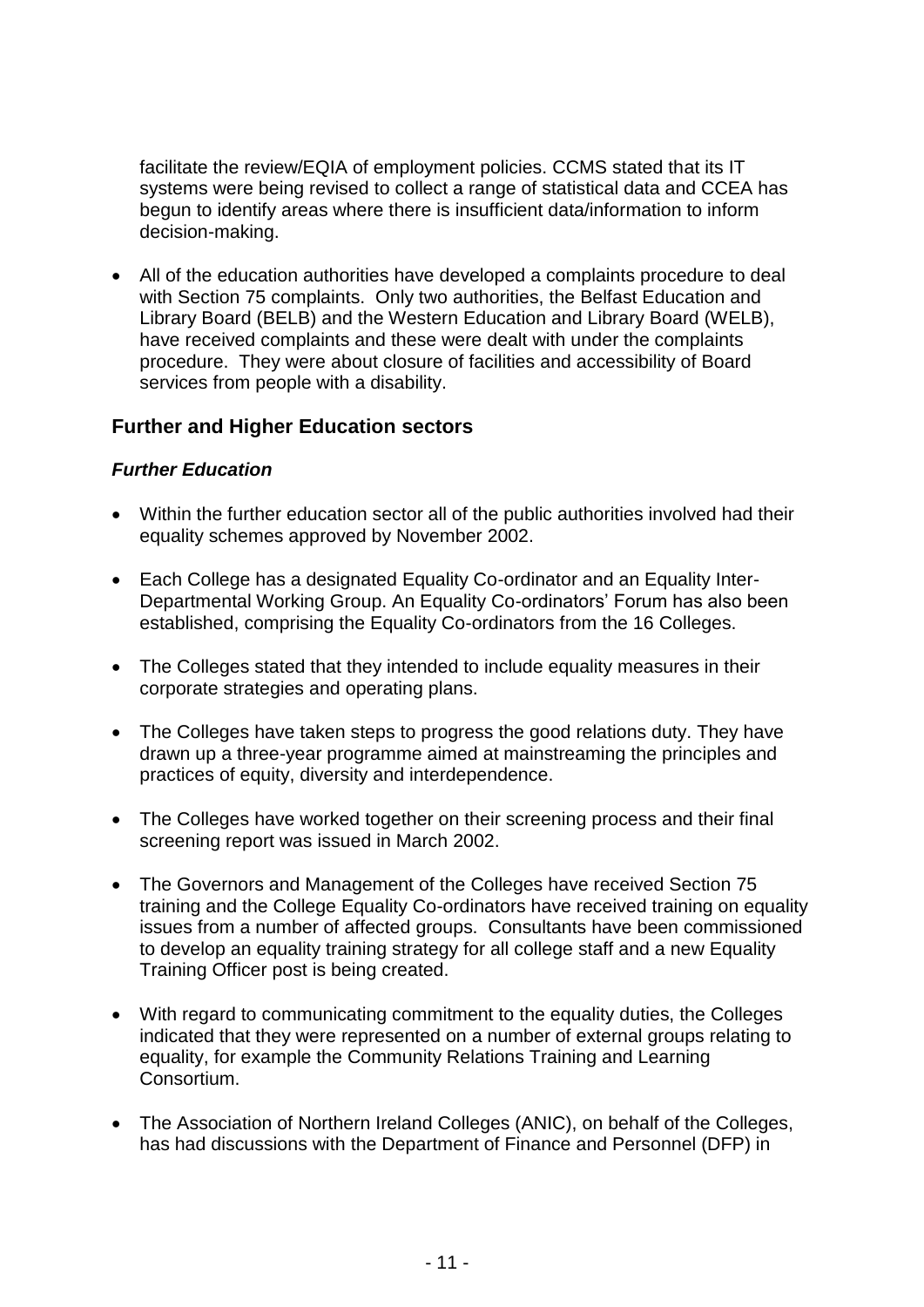facilitate the review/EQIA of employment policies. CCMS stated that its IT systems were being revised to collect a range of statistical data and CCEA has begun to identify areas where there is insufficient data/information to inform decision-making.

- All of the education authorities have developed a complaints procedure to deal with Section 75 complaints. Only two authorities, the Belfast Education and Library Board (BELB) and the Western Education and Library Board (WELB), have received complaints and these were dealt with under the complaints procedure. They were about closure of facilities and accessibility of Board services from people with a disability.

## Further and Higher Education sectors

### *Further Education*

- Within the further education sector all of the public authorities involved had their equality schemes approved by November 2002.
- Each College has a designated Equality Co-ordinator and an Equality Inter-Departmental Working Group. An Equality Co-ordinators' Forum has also been established, comprising the Equality Co-ordinators from the 16 Colleges.
- The Colleges stated that they intended to include equality measures in their corporate strategies and operating plans.
- The Colleges have taken steps to progress the good relations duty. They have drawn up a three-year programme aimed at mainstreaming the principles and practices of equity, diversity and interdependence.
- The Colleges have worked together on their screening process and their final screening report was issued in March 2002.
- The Governors and Management of the Colleges have received Section 75 training and the College Equality Co-ordinators have received training on equality issues from a number of affected groups. Consultants have been commissioned to develop an equality training strategy for all college staff and a new Equality Training Officer post is being created.
- With regard to communicating commitment to the equality duties, the Colleges indicated that they were represented on a number of external groups relating to equality, for example the Community Relations Training and Learning Consortium.
- The Association of Northern Ireland Colleges (ANIC), on behalf of the Colleges, has had discussions with the Department of Finance and Personnel (DFP) in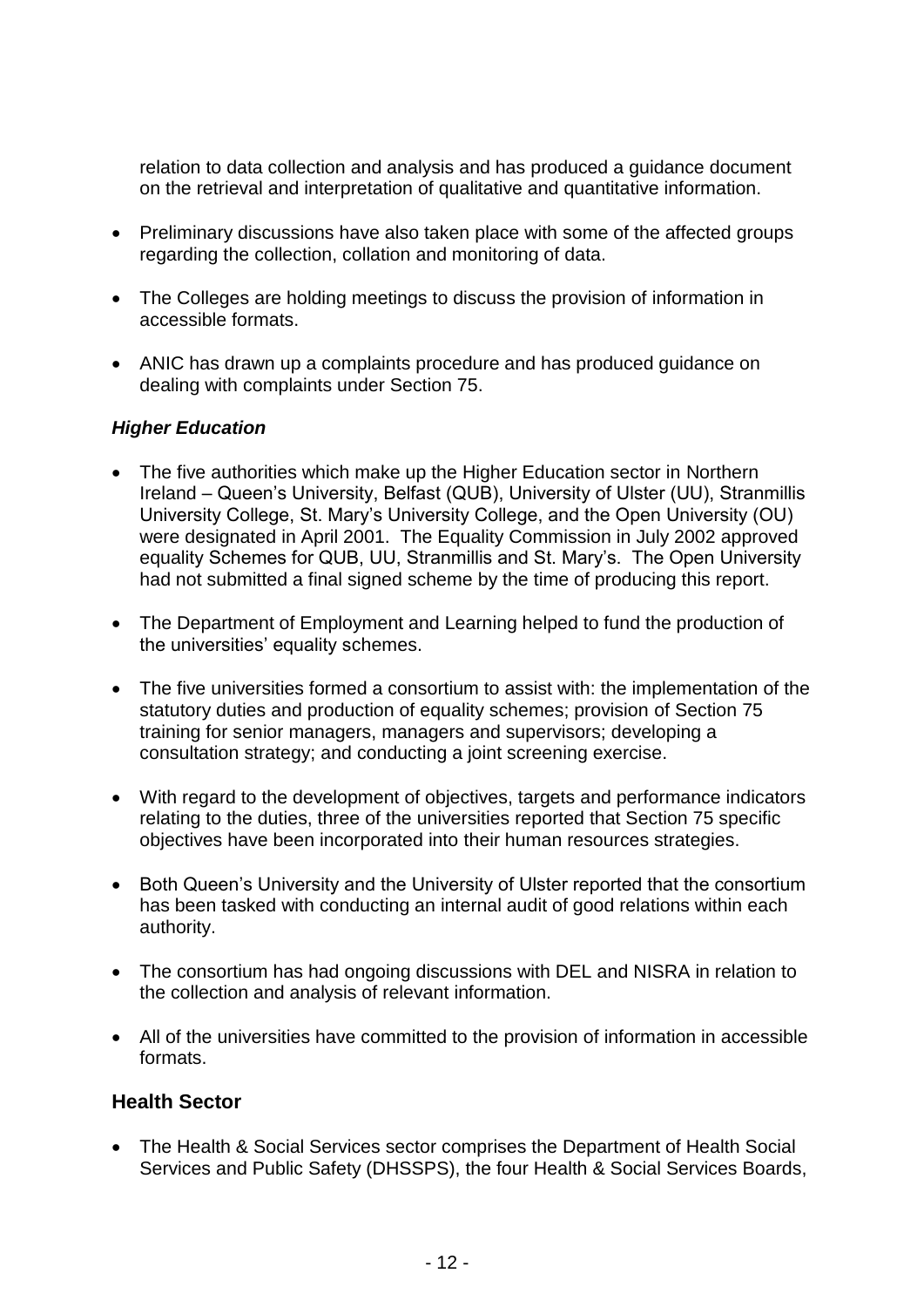relation to data collection and analysis and has produced a guidance document on the retrieval and interpretation of qualitative and quantitative information.

- Preliminary discussions have also taken place with some of the affected groups regarding the collection, collation and monitoring of data.
- The Colleges are holding meetings to discuss the provision of information in accessible formats.
- ANIC has drawn up a complaints procedure and has produced guidance on dealing with complaints under Section 75.

### *Higher Education*

- The five authorities which make up the Higher Education sector in Northern Ireland – Queen's University, Belfast (QUB), University of Ulster (UU), Stranmillis University College, St. Mary's University College, and the Open University (OU) were designated in April 2001. The Equality Commission in July 2002 approved equality Schemes for QUB, UU, Stranmillis and St. Mary's. The Open University had not submitted a final signed scheme by the time of producing this report.
- The Department of Employment and Learning helped to fund the production of the universities' equality schemes.
- The five universities formed a consortium to assist with: the implementation of the statutory duties and production of equality schemes; provision of Section 75 training for senior managers, managers and supervisors; developing a consultation strategy; and conducting a joint screening exercise.
- With regard to the development of objectives, targets and performance indicators relating to the duties, three of the universities reported that Section 75 specific objectives have been incorporated into their human resources strategies.
- Both Queen's University and the University of Ulster reported that the consortium has been tasked with conducting an internal audit of good relations within each authority.
- The consortium has had ongoing discussions with DEL and NISRA in relation to the collection and analysis of relevant information.
- All of the universities have committed to the provision of information in accessible formats.

## Health Sector

- The Health & Social Services sector comprises the Department of Health Social Services and Public Safety (DHSSPS), the four Health & Social Services Boards,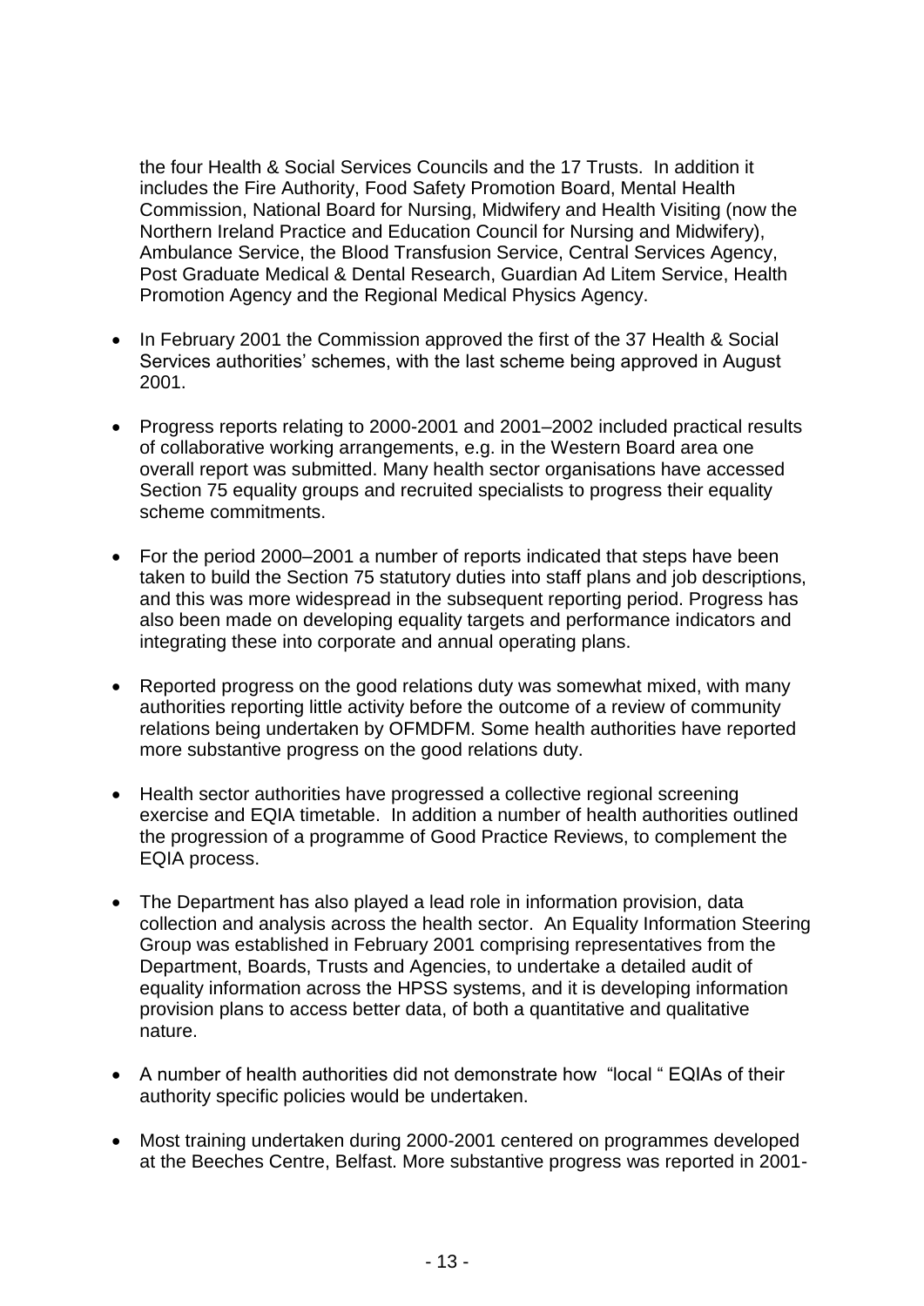the four Health & Social Services Councils and the 17 Trusts. In addition it includes the Fire Authority, Food Safety Promotion Board, Mental Health Commission, National Board for Nursing, Midwifery and Health Visiting (now the Northern Ireland Practice and Education Council for Nursing and Midwifery), Ambulance Service, the Blood Transfusion Service, Central Services Agency, Post Graduate Medical & Dental Research, Guardian Ad Litem Service, Health Promotion Agency and the Regional Medical Physics Agency.

- In February 2001 the Commission approved the first of the 37 Health & Social Services authorities' schemes, with the last scheme being approved in August 2001.

- Progress reports relating to 2000-2001 and 2001–2002 included practical results of collaborative working arrangements, e.g. in the Western Board area one overall report was submitted. Many health sector organisations have accessed Section 75 equality groups and recruited specialists to progress their equality scheme commitments.

- For the period 2000–2001 a number of reports indicated that steps have been taken to build the Section 75 statutory duties into staff plans and job descriptions, and this was more widespread in the subsequent reporting period. Progress has also been made on developing equality targets and performance indicators and integrating these into corporate and annual operating plans.

- Reported progress on the good relations duty was somewhat mixed, with many authorities reporting little activity before the outcome of a review of community relations being undertaken by OFMDFM. Some health authorities have reported more substantive progress on the good relations duty.

- Health sector authorities have progressed a collective regional screening exercise and EQIA timetable. In addition a number of health authorities outlined the progression of a programme of Good Practice Reviews, to complement the EQIA process.

- The Department has also played a lead role in information provision, data collection and analysis across the health sector. An Equality Information Steering Group was established in February 2001 comprising representatives from the Department, Boards, Trusts and Agencies, to undertake a detailed audit of equality information across the HPSS systems, and it is developing information provision plans to access better data, of both a quantitative and qualitative nature.

- A number of health authorities did not demonstrate how "local " EQIAs of their authority specific policies would be undertaken.

- Most training undertaken during 2000-2001 centered on programmes developed at the Beeches Centre, Belfast. More substantive progress was reported in 2001-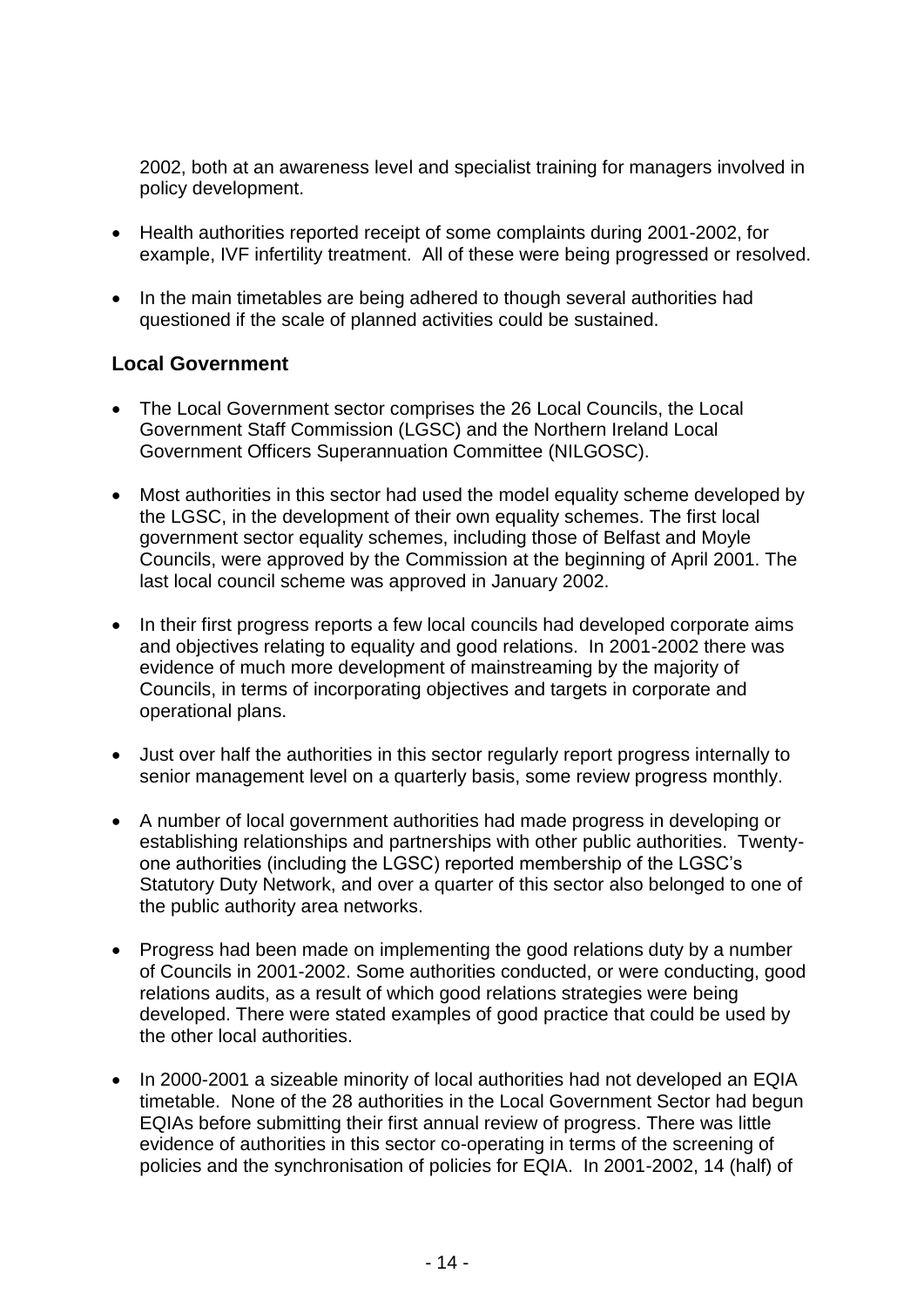2002, both at an awareness level and specialist training for managers involved in policy development.

- Health authorities reported receipt of some complaints during 2001-2002, for example, IVF infertility treatment. All of these were being progressed or resolved.
- In the main timetables are being adhered to though several authorities had questioned if the scale of planned activities could be sustained.

### Local Government

- The Local Government sector comprises the 26 Local Councils, the Local Government Staff Commission (LGSC) and the Northern Ireland Local Government Officers Superannuation Committee (NILGOSC).
- Most authorities in this sector had used the model equality scheme developed by the LGSC, in the development of their own equality schemes. The first local government sector equality schemes, including those of Belfast and Moyle Councils, were approved by the Commission at the beginning of April 2001. The last local council scheme was approved in January 2002.
- In their first progress reports a few local councils had developed corporate aims and objectives relating to equality and good relations. In 2001-2002 there was evidence of much more development of mainstreaming by the majority of Councils, in terms of incorporating objectives and targets in corporate and operational plans.
- Just over half the authorities in this sector regularly report progress internally to senior management level on a quarterly basis, some review progress monthly.
- A number of local government authorities had made progress in developing or establishing relationships and partnerships with other public authorities. Twenty-one authorities (including the LGSC) reported membership of the LGSC's Statutory Duty Network, and over a quarter of this sector also belonged to one of the public authority area networks.
- Progress had been made on implementing the good relations duty by a number of Councils in 2001-2002. Some authorities conducted, or were conducting, good relations audits, as a result of which good relations strategies were being developed. There were stated examples of good practice that could be used by the other local authorities.
- In 2000-2001 a sizeable minority of local authorities had not developed an EQIA timetable. None of the 28 authorities in the Local Government Sector had begun EQIAs before submitting their first annual review of progress. There was little evidence of authorities in this sector co-operating in terms of the screening of policies and the synchronisation of policies for EQIA. In 2001-2002, 14 (half) of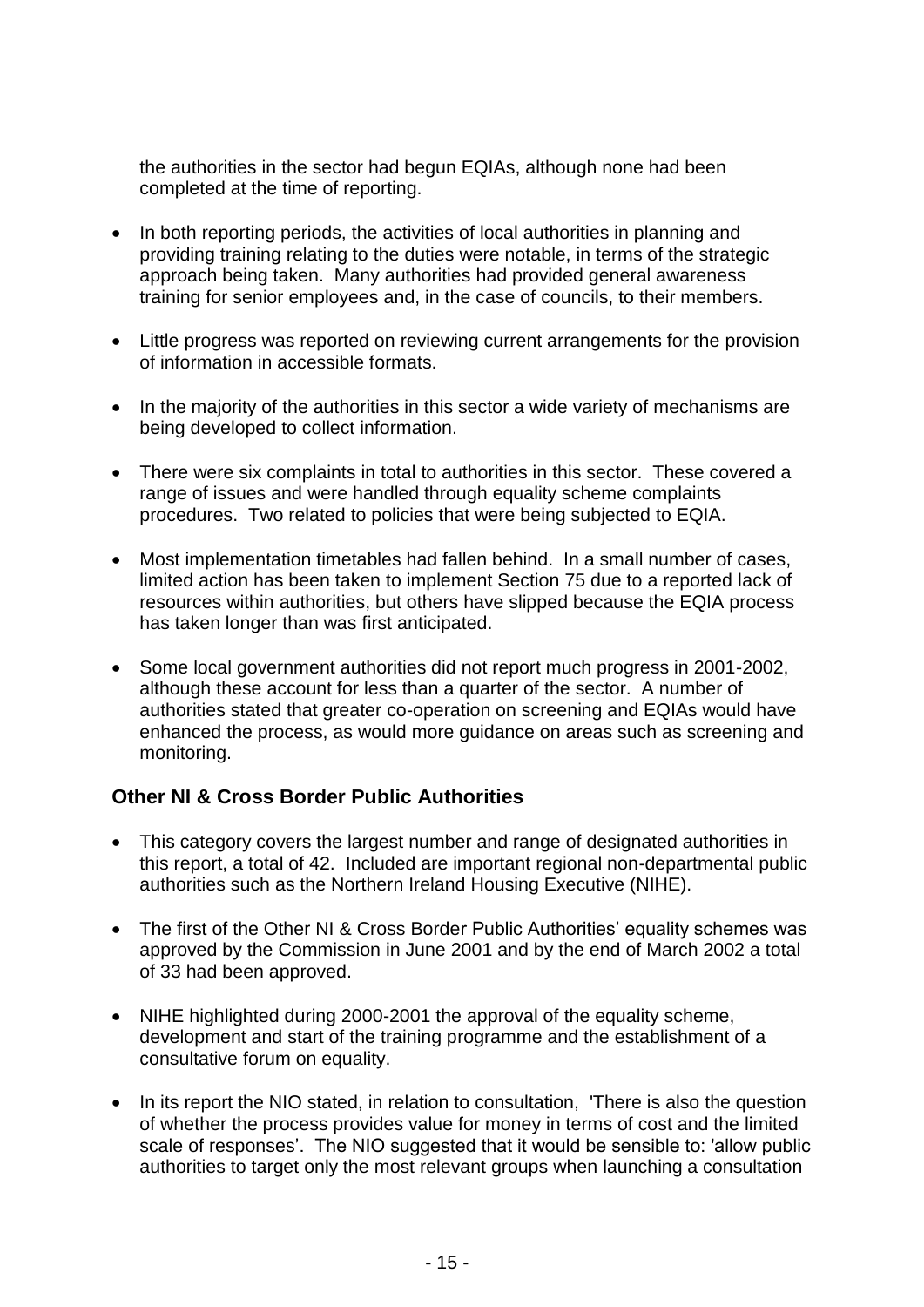the authorities in the sector had begun EQIAs, although none had been completed at the time of reporting.

- In both reporting periods, the activities of local authorities in planning and providing training relating to the duties were notable, in terms of the strategic approach being taken. Many authorities had provided general awareness training for senior employees and, in the case of councils, to their members.

- Little progress was reported on reviewing current arrangements for the provision of information in accessible formats.

- In the majority of the authorities in this sector a wide variety of mechanisms are being developed to collect information.

- There were six complaints in total to authorities in this sector. These covered a range of issues and were handled through equality scheme complaints procedures. Two related to policies that were being subjected to EQIA.

- Most implementation timetables had fallen behind. In a small number of cases, limited action has been taken to implement Section 75 due to a reported lack of resources within authorities, but others have slipped because the EQIA process has taken longer than was first anticipated.

- Some local government authorities did not report much progress in 2001-2002, although these account for less than a quarter of the sector. A number of authorities stated that greater co-operation on screening and EQIAs would have enhanced the process, as would more guidance on areas such as screening and monitoring.

### Other NI & Cross Border Public Authorities

- This category covers the largest number and range of designated authorities in this report, a total of 42. Included are important regional non-departmental public authorities such as the Northern Ireland Housing Executive (NIHE).

- The first of the Other NI & Cross Border Public Authorities' equality schemes was approved by the Commission in June 2001 and by the end of March 2002 a total of 33 had been approved.

- NIHE highlighted during 2000-2001 the approval of the equality scheme, development and start of the training programme and the establishment of a consultative forum on equality.

- In its report the NIO stated, in relation to consultation, 'There is also the question of whether the process provides value for money in terms of cost and the limited scale of responses'. The NIO suggested that it would be sensible to: 'allow public authorities to target only the most relevant groups when launching a consultation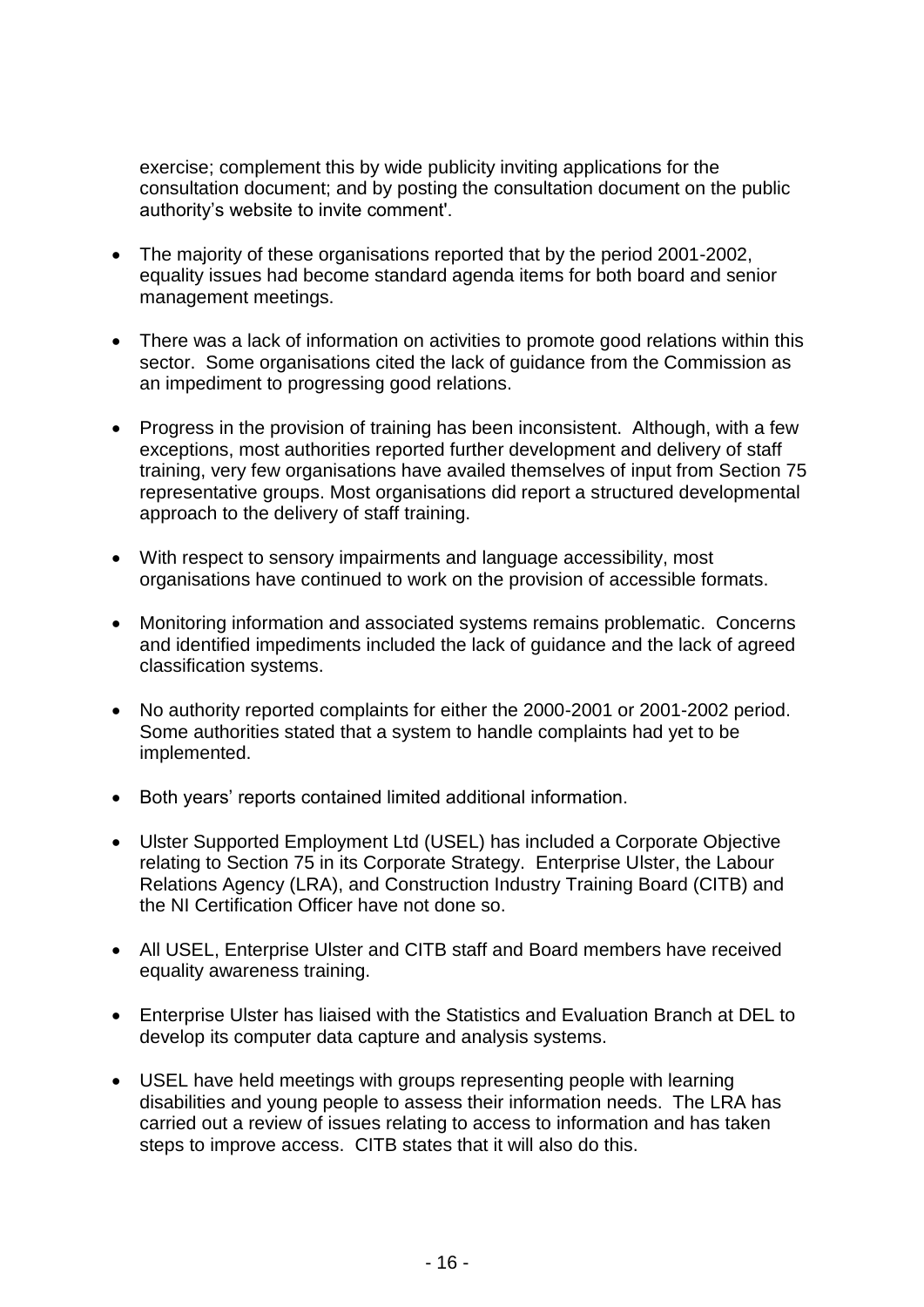exercise; complement this by wide publicity inviting applications for the consultation document; and by posting the consultation document on the public authority's website to invite comment'.

- The majority of these organisations reported that by the period 2001-2002, equality issues had become standard agenda items for both board and senior management meetings.
- There was a lack of information on activities to promote good relations within this sector. Some organisations cited the lack of guidance from the Commission as an impediment to progressing good relations.
- Progress in the provision of training has been inconsistent. Although, with a few exceptions, most authorities reported further development and delivery of staff training, very few organisations have availed themselves of input from Section 75 representative groups. Most organisations did report a structured developmental approach to the delivery of staff training.
- With respect to sensory impairments and language accessibility, most organisations have continued to work on the provision of accessible formats.
- Monitoring information and associated systems remains problematic. Concerns and identified impediments included the lack of guidance and the lack of agreed classification systems.
- No authority reported complaints for either the 2000-2001 or 2001-2002 period. Some authorities stated that a system to handle complaints had yet to be implemented.
- Both years' reports contained limited additional information.
- Ulster Supported Employment Ltd (USEL) has included a Corporate Objective relating to Section 75 in its Corporate Strategy. Enterprise Ulster, the Labour Relations Agency (LRA), and Construction Industry Training Board (CITB) and the NI Certification Officer have not done so.
- All USEL, Enterprise Ulster and CITB staff and Board members have received equality awareness training.
- Enterprise Ulster has liaised with the Statistics and Evaluation Branch at DEL to develop its computer data capture and analysis systems.
- USEL have held meetings with groups representing people with learning disabilities and young people to assess their information needs. The LRA has carried out a review of issues relating to access to information and has taken steps to improve access. CITB states that it will also do this.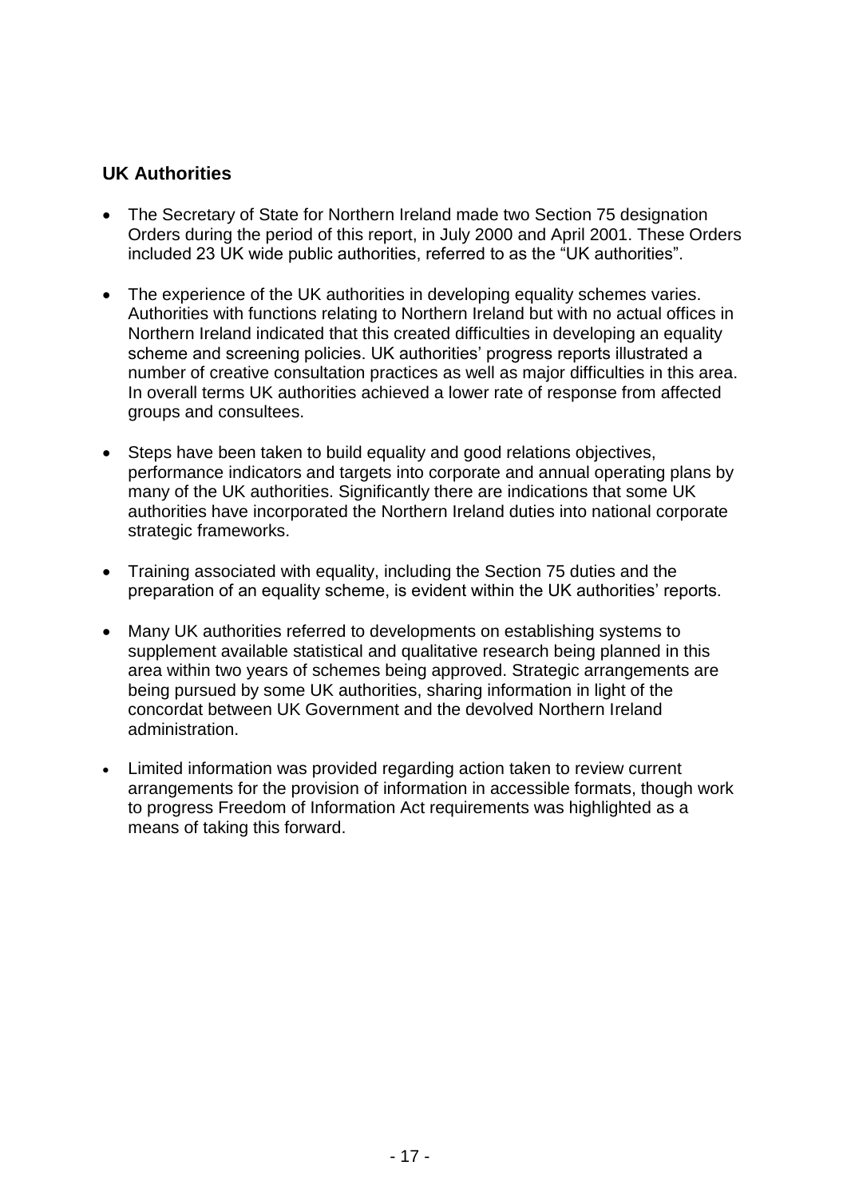## UK Authorities

- The Secretary of State for Northern Ireland made two Section 75 designation Orders during the period of this report, in July 2000 and April 2001. These Orders included 23 UK wide public authorities, referred to as the "UK authorities".
- The experience of the UK authorities in developing equality schemes varies. Authorities with functions relating to Northern Ireland but with no actual offices in Northern Ireland indicated that this created difficulties in developing an equality scheme and screening policies. UK authorities' progress reports illustrated a number of creative consultation practices as well as major difficulties in this area. In overall terms UK authorities achieved a lower rate of response from affected groups and consultees.
- Steps have been taken to build equality and good relations objectives, performance indicators and targets into corporate and annual operating plans by many of the UK authorities. Significantly there are indications that some UK authorities have incorporated the Northern Ireland duties into national corporate strategic frameworks.
- Training associated with equality, including the Section 75 duties and the preparation of an equality scheme, is evident within the UK authorities' reports.
- Many UK authorities referred to developments on establishing systems to supplement available statistical and qualitative research being planned in this area within two years of schemes being approved. Strategic arrangements are being pursued by some UK authorities, sharing information in light of the concordat between UK Government and the devolved Northern Ireland administration.
- Limited information was provided regarding action taken to review current arrangements for the provision of information in accessible formats, though work to progress Freedom of Information Act requirements was highlighted as a means of taking this forward.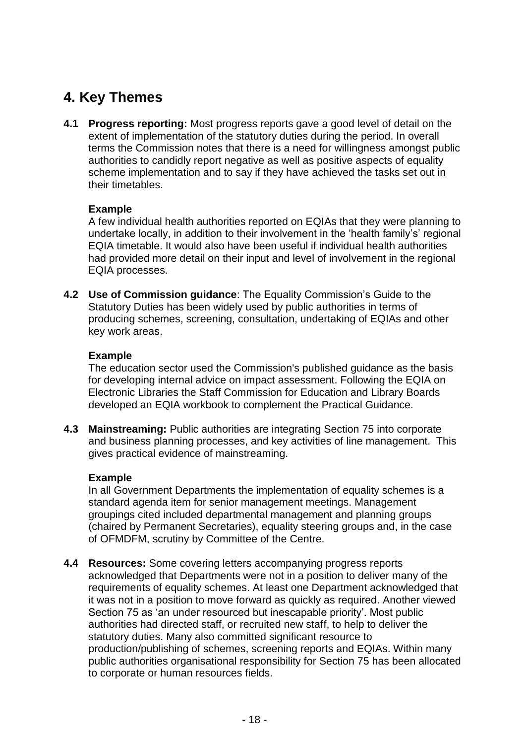## 4. Key Themes

**4.1 Progress reporting:** Most progress reports gave a good level of detail on the extent of implementation of the statutory duties during the period. In overall terms the Commission notes that there is a need for willingness amongst public authorities to candidly report negative as well as positive aspects of equality scheme implementation and to say if they have achieved the tasks set out in their timetables.

**Example**
A few individual health authorities reported on EQIAs that they were planning to undertake locally, in addition to their involvement in the 'health family's' regional EQIA timetable. It would also have been useful if individual health authorities had provided more detail on their input and level of involvement in the regional EQIA processes.

**4.2 Use of Commission guidance**: The Equality Commission's Guide to the Statutory Duties has been widely used by public authorities in terms of producing schemes, screening, consultation, undertaking of EQIAs and other key work areas.

**Example**
The education sector used the Commission's published guidance as the basis for developing internal advice on impact assessment. Following the EQIA on Electronic Libraries the Staff Commission for Education and Library Boards developed an EQIA workbook to complement the Practical Guidance.

**4.3 Mainstreaming:** Public authorities are integrating Section 75 into corporate and business planning processes, and key activities of line management. This gives practical evidence of mainstreaming.

**Example**
In all Government Departments the implementation of equality schemes is a standard agenda item for senior management meetings. Management groupings cited included departmental management and planning groups (chaired by Permanent Secretaries), equality steering groups and, in the case of OFMDFM, scrutiny by Committee of the Centre.

**4.4 Resources:** Some covering letters accompanying progress reports acknowledged that Departments were not in a position to deliver many of the requirements of equality schemes. At least one Department acknowledged that it was not in a position to move forward as quickly as required. Another viewed Section 75 as 'an under resourced but inescapable priority'. Most public authorities had directed staff, or recruited new staff, to help to deliver the statutory duties. Many also committed significant resource to production/publishing of schemes, screening reports and EQIAs. Within many public authorities organisational responsibility for Section 75 has been allocated to corporate or human resources fields.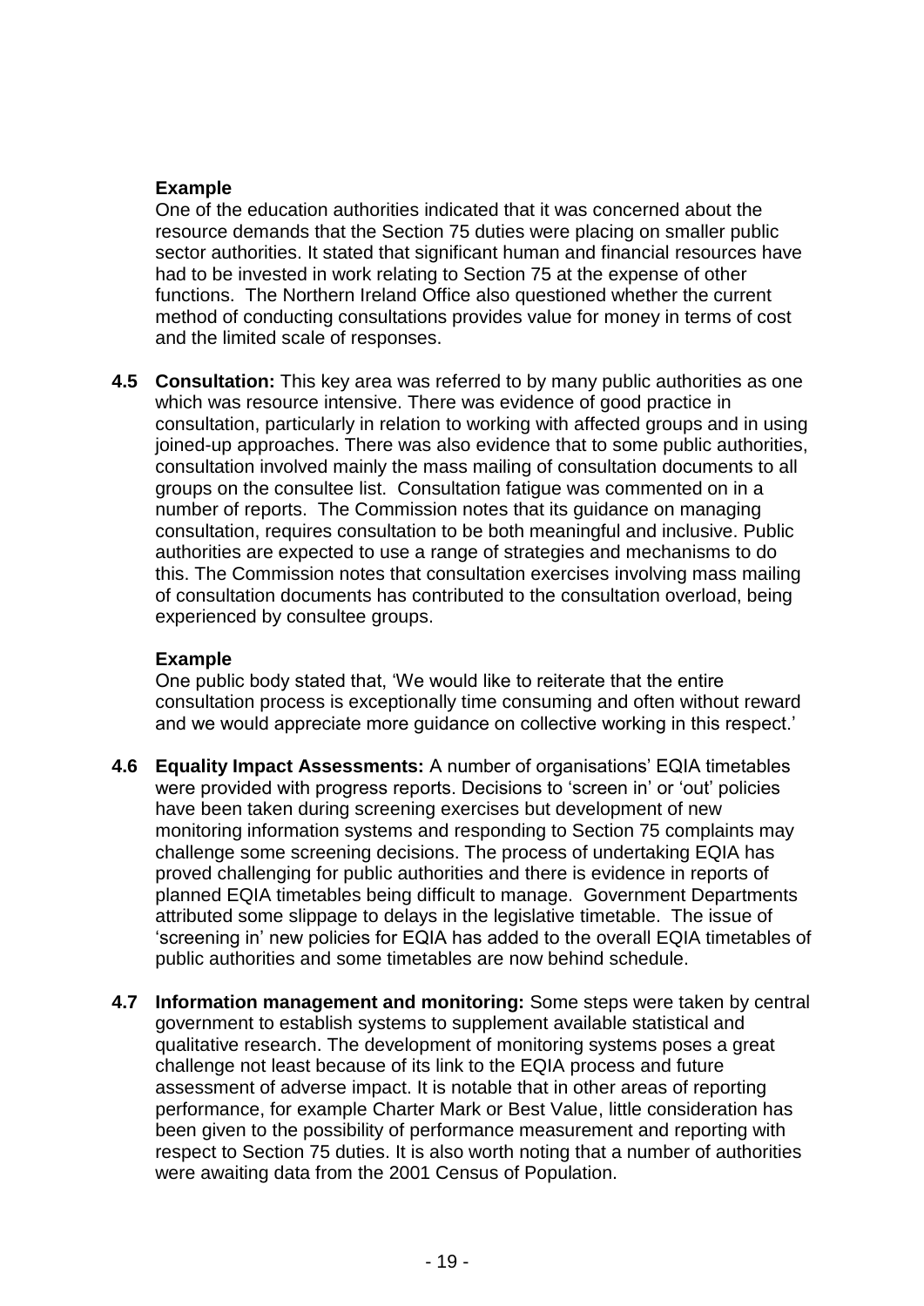**Example**

One of the education authorities indicated that it was concerned about the resource demands that the Section 75 duties were placing on smaller public sector authorities. It stated that significant human and financial resources have had to be invested in work relating to Section 75 at the expense of other functions. The Northern Ireland Office also questioned whether the current method of conducting consultations provides value for money in terms of cost and the limited scale of responses.

**4.5 Consultation:** This key area was referred to by many public authorities as one which was resource intensive. There was evidence of good practice in consultation, particularly in relation to working with affected groups and in using joined-up approaches. There was also evidence that to some public authorities, consultation involved mainly the mass mailing of consultation documents to all groups on the consultee list. Consultation fatigue was commented on in a number of reports. The Commission notes that its guidance on managing consultation, requires consultation to be both meaningful and inclusive. Public authorities are expected to use a range of strategies and mechanisms to do this. The Commission notes that consultation exercises involving mass mailing of consultation documents has contributed to the consultation overload, being experienced by consultee groups.

**Example**

One public body stated that, 'We would like to reiterate that the entire consultation process is exceptionally time consuming and often without reward and we would appreciate more guidance on collective working in this respect.'

**4.6 Equality Impact Assessments:** A number of organisations' EQIA timetables were provided with progress reports. Decisions to 'screen in' or 'out' policies have been taken during screening exercises but development of new monitoring information systems and responding to Section 75 complaints may challenge some screening decisions. The process of undertaking EQIA has proved challenging for public authorities and there is evidence in reports of planned EQIA timetables being difficult to manage. Government Departments attributed some slippage to delays in the legislative timetable. The issue of 'screening in' new policies for EQIA has added to the overall EQIA timetables of public authorities and some timetables are now behind schedule.

**4.7 Information management and monitoring:** Some steps were taken by central government to establish systems to supplement available statistical and qualitative research. The development of monitoring systems poses a great challenge not least because of its link to the EQIA process and future assessment of adverse impact. It is notable that in other areas of reporting performance, for example Charter Mark or Best Value, little consideration has been given to the possibility of performance measurement and reporting with respect to Section 75 duties. It is also worth noting that a number of authorities were awaiting data from the 2001 Census of Population.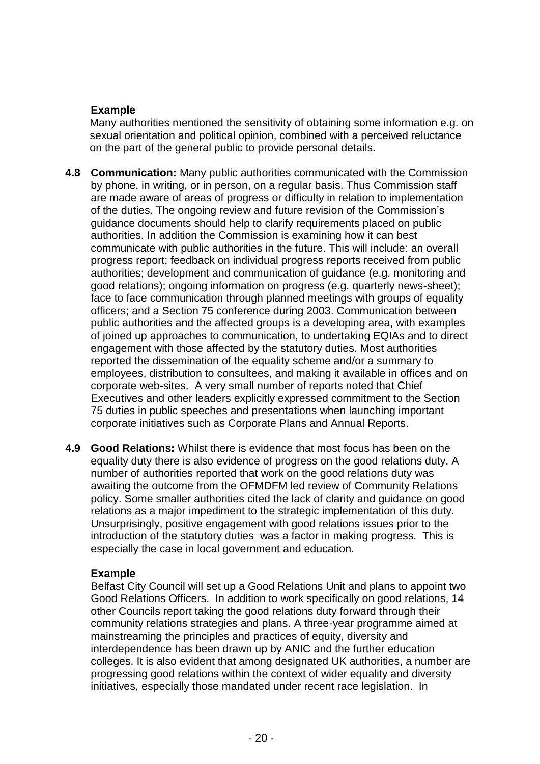**Example**

Many authorities mentioned the sensitivity of obtaining some information e.g. on sexual orientation and political opinion, combined with a perceived reluctance on the part of the general public to provide personal details.

**4.8 Communication:** Many public authorities communicated with the Commission by phone, in writing, or in person, on a regular basis. Thus Commission staff are made aware of areas of progress or difficulty in relation to implementation of the duties. The ongoing review and future revision of the Commission's guidance documents should help to clarify requirements placed on public authorities. In addition the Commission is examining how it can best communicate with public authorities in the future. This will include: an overall progress report; feedback on individual progress reports received from public authorities; development and communication of guidance (e.g. monitoring and good relations); ongoing information on progress (e.g. quarterly news-sheet); face to face communication through planned meetings with groups of equality officers; and a Section 75 conference during 2003. Communication between public authorities and the affected groups is a developing area, with examples of joined up approaches to communication, to undertaking EQIAs and to direct engagement with those affected by the statutory duties. Most authorities reported the dissemination of the equality scheme and/or a summary to employees, distribution to consultees, and making it available in offices and on corporate web-sites. A very small number of reports noted that Chief Executives and other leaders explicitly expressed commitment to the Section 75 duties in public speeches and presentations when launching important corporate initiatives such as Corporate Plans and Annual Reports.

**4.9 Good Relations:** Whilst there is evidence that most focus has been on the equality duty there is also evidence of progress on the good relations duty. A number of authorities reported that work on the good relations duty was awaiting the outcome from the OFMDFM led review of Community Relations policy. Some smaller authorities cited the lack of clarity and guidance on good relations as a major impediment to the strategic implementation of this duty. Unsurprisingly, positive engagement with good relations issues prior to the introduction of the statutory duties was a factor in making progress. This is especially the case in local government and education.

**Example**

Belfast City Council will set up a Good Relations Unit and plans to appoint two Good Relations Officers. In addition to work specifically on good relations, 14 other Councils report taking the good relations duty forward through their community relations strategies and plans. A three-year programme aimed at mainstreaming the principles and practices of equity, diversity and interdependence has been drawn up by ANIC and the further education colleges. It is also evident that among designated UK authorities, a number are progressing good relations within the context of wider equality and diversity initiatives, especially those mandated under recent race legislation. In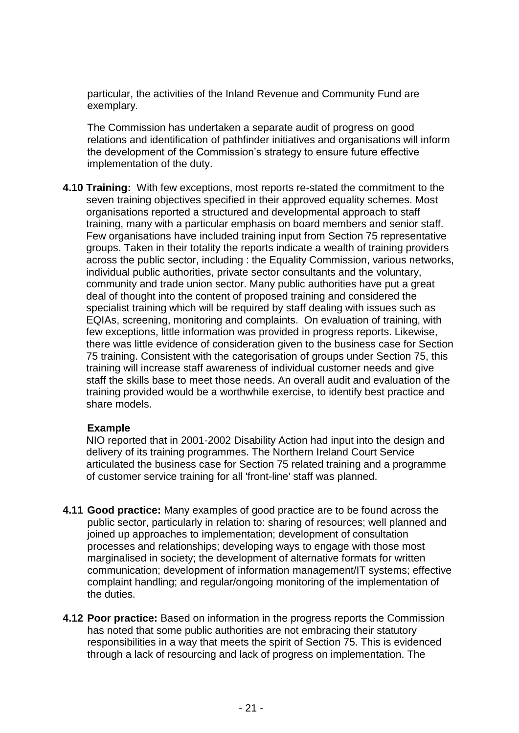particular, the activities of the Inland Revenue and Community Fund are exemplary.

The Commission has undertaken a separate audit of progress on good relations and identification of pathfinder initiatives and organisations will inform the development of the Commission's strategy to ensure future effective implementation of the duty.

**4.10 Training:** With few exceptions, most reports re-stated the commitment to the seven training objectives specified in their approved equality schemes. Most organisations reported a structured and developmental approach to staff training, many with a particular emphasis on board members and senior staff. Few organisations have included training input from Section 75 representative groups. Taken in their totality the reports indicate a wealth of training providers across the public sector, including : the Equality Commission, various networks, individual public authorities, private sector consultants and the voluntary, community and trade union sector. Many public authorities have put a great deal of thought into the content of proposed training and considered the specialist training which will be required by staff dealing with issues such as EQIAs, screening, monitoring and complaints. On evaluation of training, with few exceptions, little information was provided in progress reports. Likewise, there was little evidence of consideration given to the business case for Section 75 training. Consistent with the categorisation of groups under Section 75, this training will increase staff awareness of individual customer needs and give staff the skills base to meet those needs. An overall audit and evaluation of the training provided would be a worthwhile exercise, to identify best practice and share models.

**Example**

NIO reported that in 2001-2002 Disability Action had input into the design and delivery of its training programmes. The Northern Ireland Court Service articulated the business case for Section 75 related training and a programme of customer service training for all 'front-line' staff was planned.

**4.11 Good practice:** Many examples of good practice are to be found across the public sector, particularly in relation to: sharing of resources; well planned and joined up approaches to implementation; development of consultation processes and relationships; developing ways to engage with those most marginalised in society; the development of alternative formats for written communication; development of information management/IT systems; effective complaint handling; and regular/ongoing monitoring of the implementation of the duties.

**4.12 Poor practice:** Based on information in the progress reports the Commission has noted that some public authorities are not embracing their statutory responsibilities in a way that meets the spirit of Section 75. This is evidenced through a lack of resourcing and lack of progress on implementation. The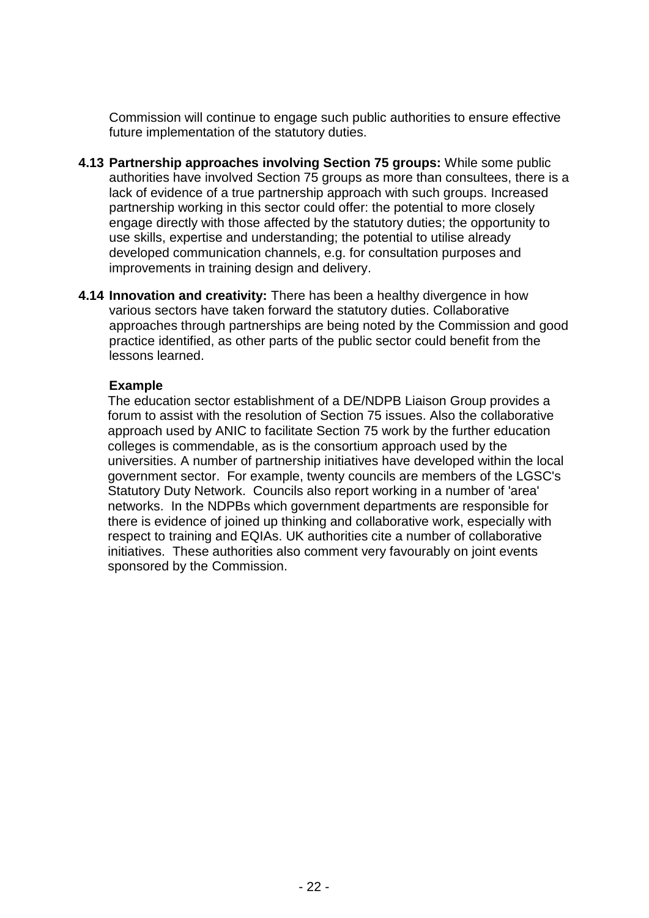Commission will continue to engage such public authorities to ensure effective future implementation of the statutory duties.

**4.13 Partnership approaches involving Section 75 groups:** While some public authorities have involved Section 75 groups as more than consultees, there is a lack of evidence of a true partnership approach with such groups. Increased partnership working in this sector could offer: the potential to more closely engage directly with those affected by the statutory duties; the opportunity to use skills, expertise and understanding; the potential to utilise already developed communication channels, e.g. for consultation purposes and improvements in training design and delivery.

**4.14 Innovation and creativity:** There has been a healthy divergence in how various sectors have taken forward the statutory duties. Collaborative approaches through partnerships are being noted by the Commission and good practice identified, as other parts of the public sector could benefit from the lessons learned.

**Example**

The education sector establishment of a DE/NDPB Liaison Group provides a forum to assist with the resolution of Section 75 issues. Also the collaborative approach used by ANIC to facilitate Section 75 work by the further education colleges is commendable, as is the consortium approach used by the universities. A number of partnership initiatives have developed within the local government sector. For example, twenty councils are members of the LGSC's Statutory Duty Network. Councils also report working in a number of 'area' networks. In the NDPBs which government departments are responsible for there is evidence of joined up thinking and collaborative work, especially with respect to training and EQIAs. UK authorities cite a number of collaborative initiatives. These authorities also comment very favourably on joint events sponsored by the Commission.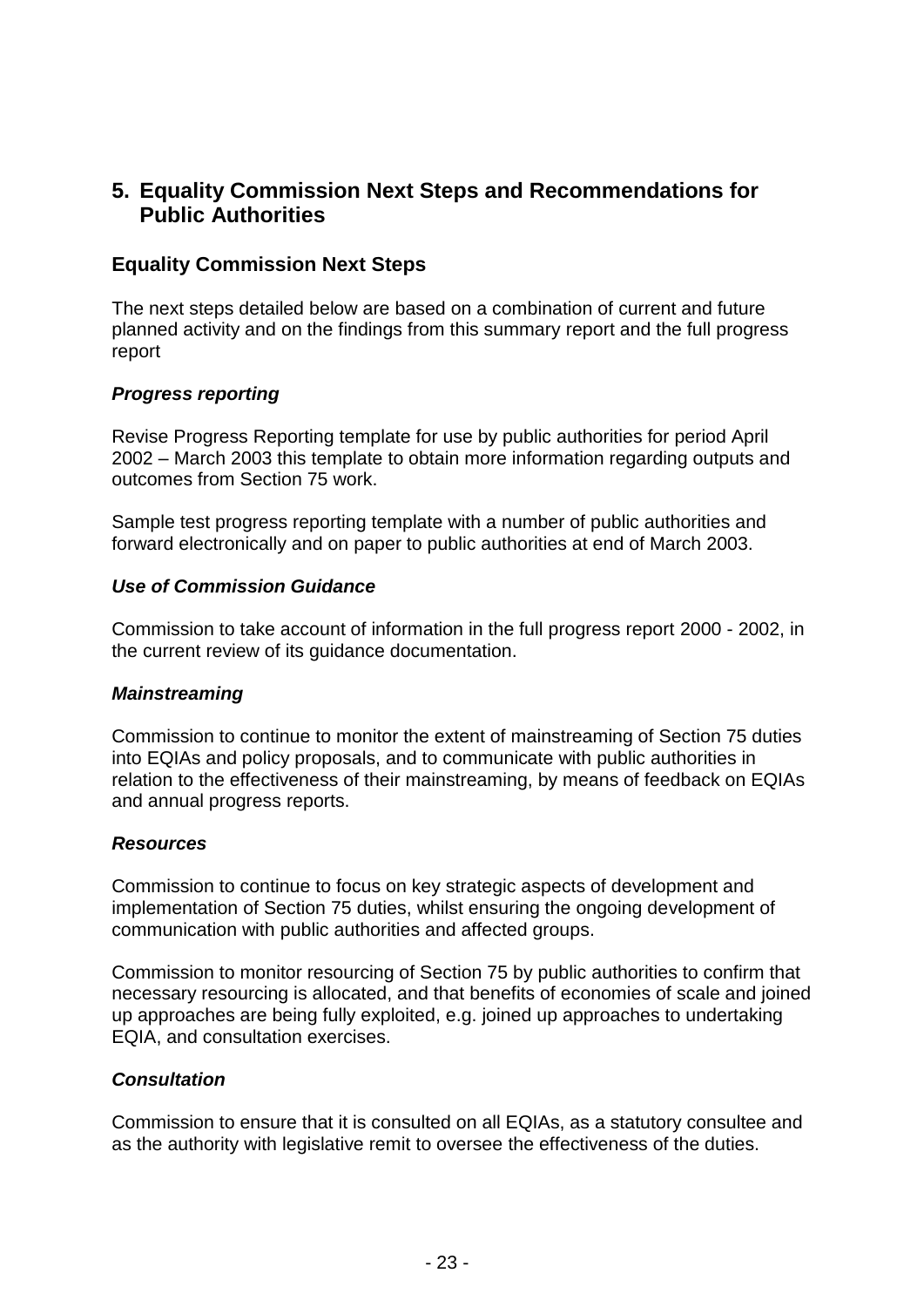## 5. Equality Commission Next Steps and Recommendations for Public Authorities

### Equality Commission Next Steps

The next steps detailed below are based on a combination of current and future planned activity and on the findings from this summary report and the full progress report

#### *Progress reporting*

Revise Progress Reporting template for use by public authorities for period April 2002 – March 2003 this template to obtain more information regarding outputs and outcomes from Section 75 work.

Sample test progress reporting template with a number of public authorities and forward electronically and on paper to public authorities at end of March 2003.

#### *Use of Commission Guidance*

Commission to take account of information in the full progress report 2000 - 2002, in the current review of its guidance documentation.

#### *Mainstreaming*

Commission to continue to monitor the extent of mainstreaming of Section 75 duties into EQIAs and policy proposals, and to communicate with public authorities in relation to the effectiveness of their mainstreaming, by means of feedback on EQIAs and annual progress reports.

#### *Resources*

Commission to continue to focus on key strategic aspects of development and implementation of Section 75 duties, whilst ensuring the ongoing development of communication with public authorities and affected groups.

Commission to monitor resourcing of Section 75 by public authorities to confirm that necessary resourcing is allocated, and that benefits of economies of scale and joined up approaches are being fully exploited, e.g. joined up approaches to undertaking EQIA, and consultation exercises.

#### *Consultation*

Commission to ensure that it is consulted on all EQIAs, as a statutory consultee and as the authority with legislative remit to oversee the effectiveness of the duties.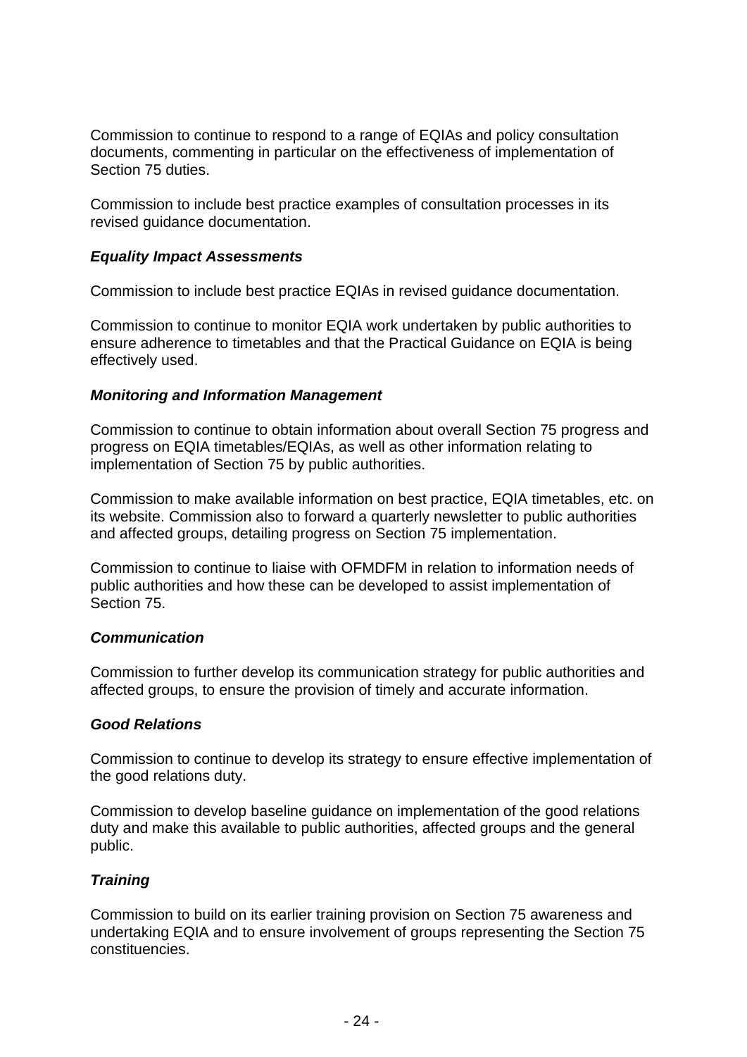Commission to continue to respond to a range of EQIAs and policy consultation documents, commenting in particular on the effectiveness of implementation of Section 75 duties.

Commission to include best practice examples of consultation processes in its revised guidance documentation.

***Equality Impact Assessments***

Commission to include best practice EQIAs in revised guidance documentation.

Commission to continue to monitor EQIA work undertaken by public authorities to ensure adherence to timetables and that the Practical Guidance on EQIA is being effectively used.

***Monitoring and Information Management***

Commission to continue to obtain information about overall Section 75 progress and progress on EQIA timetables/EQIAs, as well as other information relating to implementation of Section 75 by public authorities.

Commission to make available information on best practice, EQIA timetables, etc. on its website. Commission also to forward a quarterly newsletter to public authorities and affected groups, detailing progress on Section 75 implementation.

Commission to continue to liaise with OFMDFM in relation to information needs of public authorities and how these can be developed to assist implementation of Section 75.

***Communication***

Commission to further develop its communication strategy for public authorities and affected groups, to ensure the provision of timely and accurate information.

***Good Relations***

Commission to continue to develop its strategy to ensure effective implementation of the good relations duty.

Commission to develop baseline guidance on implementation of the good relations duty and make this available to public authorities, affected groups and the general public.

***Training***

Commission to build on its earlier training provision on Section 75 awareness and undertaking EQIA and to ensure involvement of groups representing the Section 75 constituencies.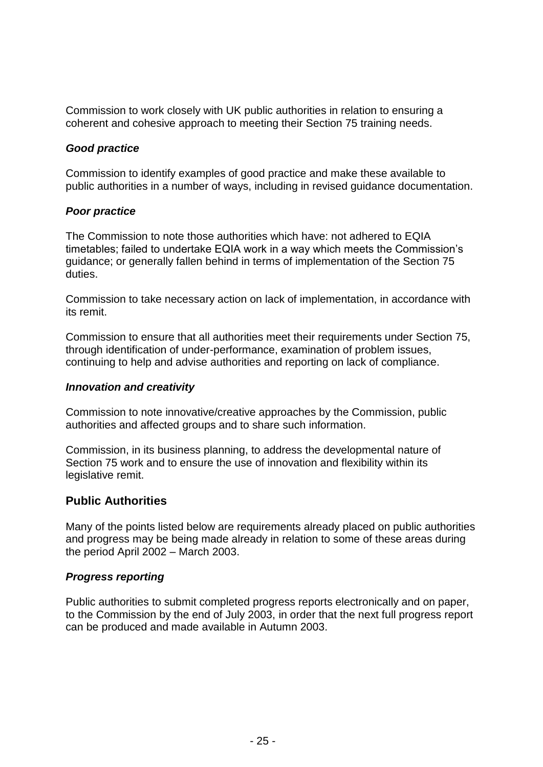Commission to work closely with UK public authorities in relation to ensuring a coherent and cohesive approach to meeting their Section 75 training needs.

### *Good practice*

Commission to identify examples of good practice and make these available to public authorities in a number of ways, including in revised guidance documentation.

### *Poor practice*

The Commission to note those authorities which have: not adhered to EQIA timetables; failed to undertake EQIA work in a way which meets the Commission's guidance; or generally fallen behind in terms of implementation of the Section 75 duties.

Commission to take necessary action on lack of implementation, in accordance with its remit.

Commission to ensure that all authorities meet their requirements under Section 75, through identification of under-performance, examination of problem issues, continuing to help and advise authorities and reporting on lack of compliance.

### *Innovation and creativity*

Commission to note innovative/creative approaches by the Commission, public authorities and affected groups and to share such information.

Commission, in its business planning, to address the developmental nature of Section 75 work and to ensure the use of innovation and flexibility within its legislative remit.

## Public Authorities

Many of the points listed below are requirements already placed on public authorities and progress may be being made already in relation to some of these areas during the period April 2002 – March 2003.

### *Progress reporting*

Public authorities to submit completed progress reports electronically and on paper, to the Commission by the end of July 2003, in order that the next full progress report can be produced and made available in Autumn 2003.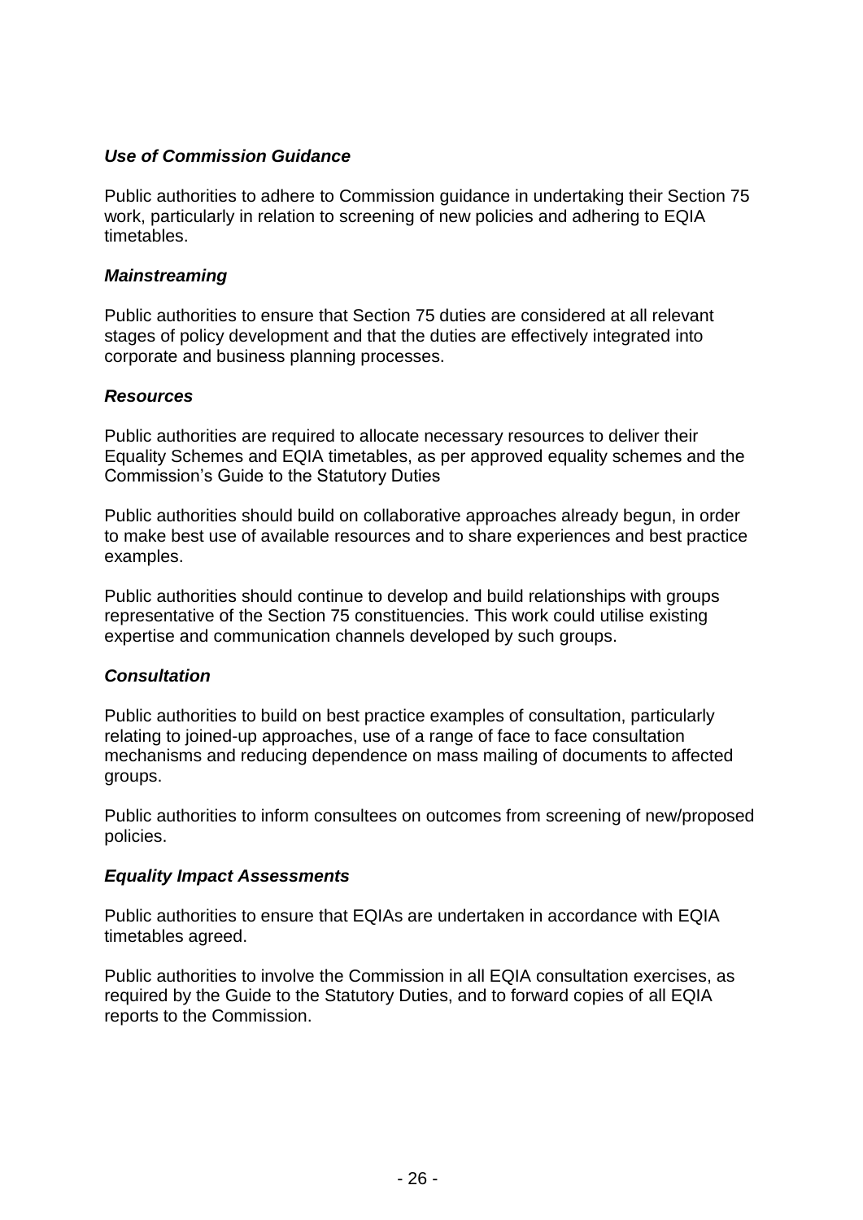***Use of Commission Guidance***

Public authorities to adhere to Commission guidance in undertaking their Section 75 work, particularly in relation to screening of new policies and adhering to EQIA timetables.

***Mainstreaming***

Public authorities to ensure that Section 75 duties are considered at all relevant stages of policy development and that the duties are effectively integrated into corporate and business planning processes.

***Resources***

Public authorities are required to allocate necessary resources to deliver their Equality Schemes and EQIA timetables, as per approved equality schemes and the Commission's Guide to the Statutory Duties

Public authorities should build on collaborative approaches already begun, in order to make best use of available resources and to share experiences and best practice examples.

Public authorities should continue to develop and build relationships with groups representative of the Section 75 constituencies. This work could utilise existing expertise and communication channels developed by such groups.

***Consultation***

Public authorities to build on best practice examples of consultation, particularly relating to joined-up approaches, use of a range of face to face consultation mechanisms and reducing dependence on mass mailing of documents to affected groups.

Public authorities to inform consultees on outcomes from screening of new/proposed policies.

***Equality Impact Assessments***

Public authorities to ensure that EQIAs are undertaken in accordance with EQIA timetables agreed.

Public authorities to involve the Commission in all EQIA consultation exercises, as required by the Guide to the Statutory Duties, and to forward copies of all EQIA reports to the Commission.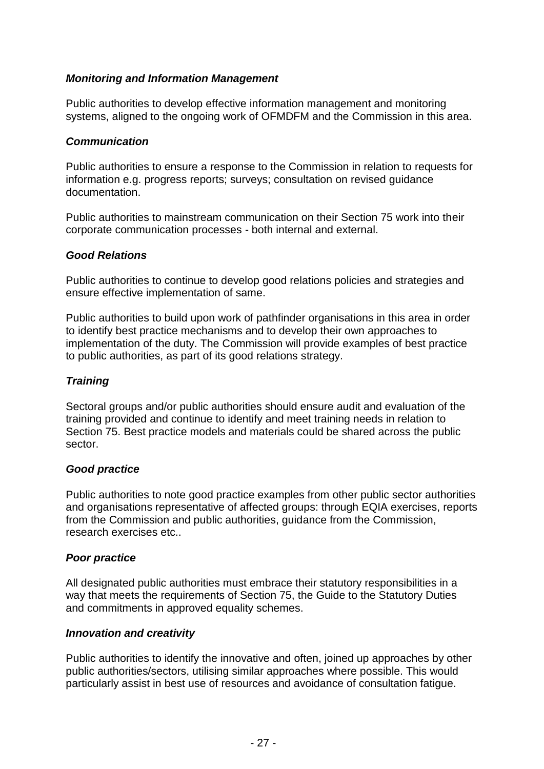***Monitoring and Information Management***

Public authorities to develop effective information management and monitoring systems, aligned to the ongoing work of OFMDFM and the Commission in this area.

***Communication***

Public authorities to ensure a response to the Commission in relation to requests for information e.g. progress reports; surveys; consultation on revised guidance documentation.

Public authorities to mainstream communication on their Section 75 work into their corporate communication processes - both internal and external.

***Good Relations***

Public authorities to continue to develop good relations policies and strategies and ensure effective implementation of same.

Public authorities to build upon work of pathfinder organisations in this area in order to identify best practice mechanisms and to develop their own approaches to implementation of the duty. The Commission will provide examples of best practice to public authorities, as part of its good relations strategy.

***Training***

Sectoral groups and/or public authorities should ensure audit and evaluation of the training provided and continue to identify and meet training needs in relation to Section 75. Best practice models and materials could be shared across the public sector.

***Good practice***

Public authorities to note good practice examples from other public sector authorities and organisations representative of affected groups: through EQIA exercises, reports from the Commission and public authorities, guidance from the Commission, research exercises etc..

***Poor practice***

All designated public authorities must embrace their statutory responsibilities in a way that meets the requirements of Section 75, the Guide to the Statutory Duties and commitments in approved equality schemes.

***Innovation and creativity***

Public authorities to identify the innovative and often, joined up approaches by other public authorities/sectors, utilising similar approaches where possible. This would particularly assist in best use of resources and avoidance of consultation fatigue.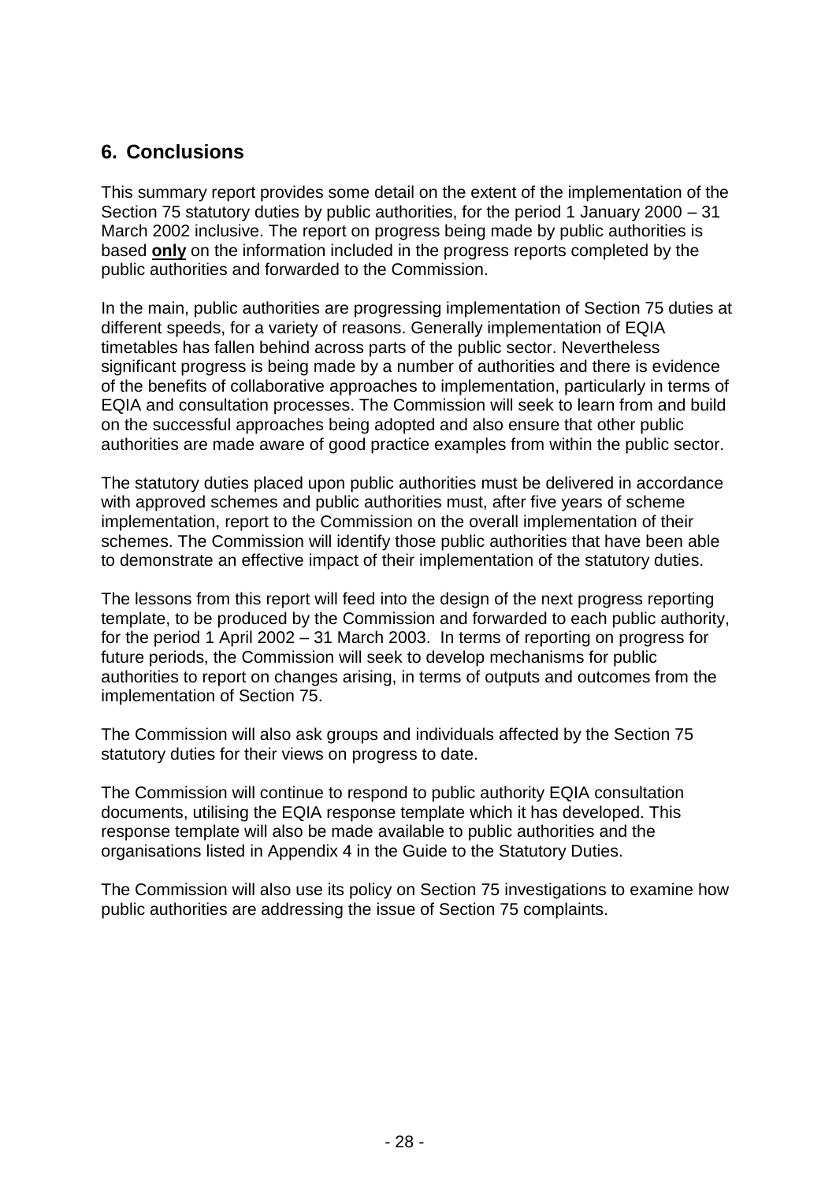## 6. Conclusions

This summary report provides some detail on the extent of the implementation of the Section 75 statutory duties by public authorities, for the period 1 January 2000 – 31 March 2002 inclusive. The report on progress being made by public authorities is based **only** on the information included in the progress reports completed by the public authorities and forwarded to the Commission.

In the main, public authorities are progressing implementation of Section 75 duties at different speeds, for a variety of reasons. Generally implementation of EQIA timetables has fallen behind across parts of the public sector. Nevertheless significant progress is being made by a number of authorities and there is evidence of the benefits of collaborative approaches to implementation, particularly in terms of EQIA and consultation processes. The Commission will seek to learn from and build on the successful approaches being adopted and also ensure that other public authorities are made aware of good practice examples from within the public sector.

The statutory duties placed upon public authorities must be delivered in accordance with approved schemes and public authorities must, after five years of scheme implementation, report to the Commission on the overall implementation of their schemes. The Commission will identify those public authorities that have been able to demonstrate an effective impact of their implementation of the statutory duties.

The lessons from this report will feed into the design of the next progress reporting template, to be produced by the Commission and forwarded to each public authority, for the period 1 April 2002 – 31 March 2003. In terms of reporting on progress for future periods, the Commission will seek to develop mechanisms for public authorities to report on changes arising, in terms of outputs and outcomes from the implementation of Section 75.

The Commission will also ask groups and individuals affected by the Section 75 statutory duties for their views on progress to date.

The Commission will continue to respond to public authority EQIA consultation documents, utilising the EQIA response template which it has developed. This response template will also be made available to public authorities and the organisations listed in Appendix 4 in the Guide to the Statutory Duties.

The Commission will also use its policy on Section 75 investigations to examine how public authorities are addressing the issue of Section 75 complaints.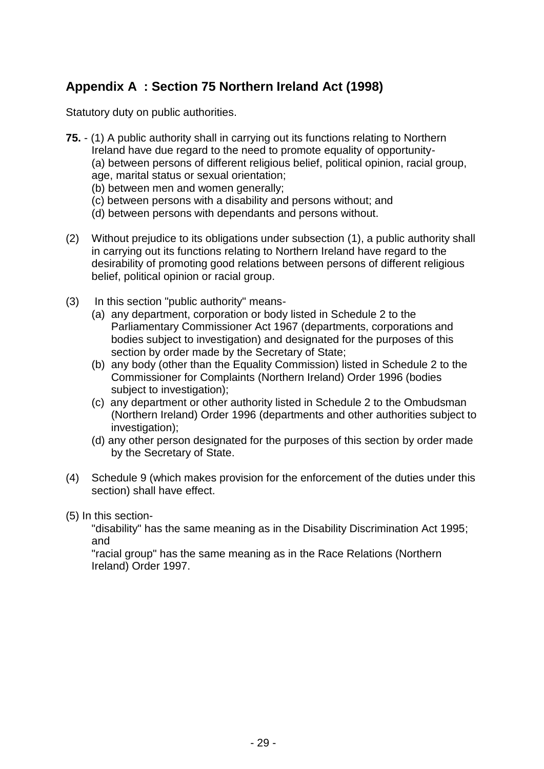## Appendix A : Section 75 Northern Ireland Act (1998)

Statutory duty on public authorities.

**75.** - (1) A public authority shall in carrying out its functions relating to Northern Ireland have due regard to the need to promote equality of opportunity-

(a) between persons of different religious belief, political opinion, racial group, age, marital status or sexual orientation;

(b) between men and women generally;

(c) between persons with a disability and persons without; and

(d) between persons with dependants and persons without.

(2) Without prejudice to its obligations under subsection (1), a public authority shall in carrying out its functions relating to Northern Ireland have regard to the desirability of promoting good relations between persons of different religious belief, political opinion or racial group.

(3) In this section "public authority" means-

(a) any department, corporation or body listed in Schedule 2 to the Parliamentary Commissioner Act 1967 (departments, corporations and bodies subject to investigation) and designated for the purposes of this section by order made by the Secretary of State;

(b) any body (other than the Equality Commission) listed in Schedule 2 to the Commissioner for Complaints (Northern Ireland) Order 1996 (bodies subject to investigation);

(c) any department or other authority listed in Schedule 2 to the Ombudsman (Northern Ireland) Order 1996 (departments and other authorities subject to investigation);

(d) any other person designated for the purposes of this section by order made by the Secretary of State.

(4) Schedule 9 (which makes provision for the enforcement of the duties under this section) shall have effect.

(5) In this section-

"disability" has the same meaning as in the Disability Discrimination Act 1995; and

"racial group" has the same meaning as in the Race Relations (Northern Ireland) Order 1997.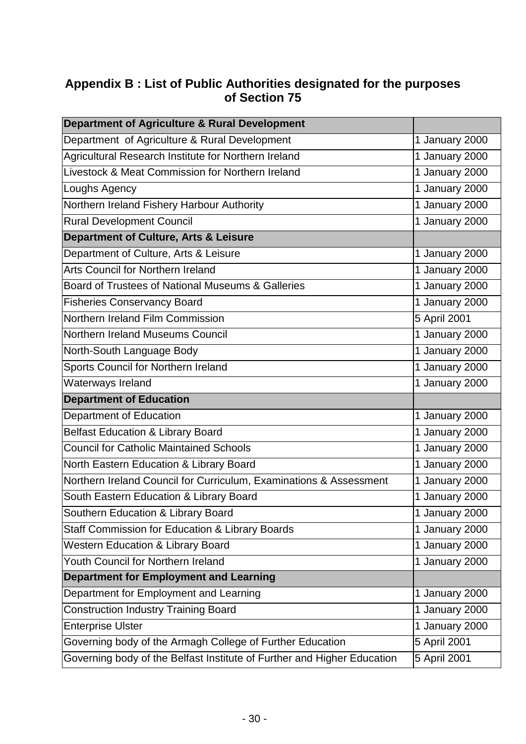## Appendix B : List of Public Authorities designated for the purposes of Section 75

| **Department of Agriculture & Rural Development** | |
|---|---|
| Department of Agriculture & Rural Development | 1 January 2000 |
| Agricultural Research Institute for Northern Ireland | 1 January 2000 |
| Livestock & Meat Commission for Northern Ireland | 1 January 2000 |
| Loughs Agency | 1 January 2000 |
| Northern Ireland Fishery Harbour Authority | 1 January 2000 |
| Rural Development Council | 1 January 2000 |
| **Department of Culture, Arts & Leisure** | |
| Department of Culture, Arts & Leisure | 1 January 2000 |
| Arts Council for Northern Ireland | 1 January 2000 |
| Board of Trustees of National Museums & Galleries | 1 January 2000 |
| Fisheries Conservancy Board | 1 January 2000 |
| Northern Ireland Film Commission | 5 April 2001 |
| Northern Ireland Museums Council | 1 January 2000 |
| North-South Language Body | 1 January 2000 |
| Sports Council for Northern Ireland | 1 January 2000 |
| Waterways Ireland | 1 January 2000 |
| **Department of Education** | |
| Department of Education | 1 January 2000 |
| Belfast Education & Library Board | 1 January 2000 |
| Council for Catholic Maintained Schools | 1 January 2000 |
| North Eastern Education & Library Board | 1 January 2000 |
| Northern Ireland Council for Curriculum, Examinations & Assessment | 1 January 2000 |
| South Eastern Education & Library Board | 1 January 2000 |
| Southern Education & Library Board | 1 January 2000 |
| Staff Commission for Education & Library Boards | 1 January 2000 |
| Western Education & Library Board | 1 January 2000 |
| Youth Council for Northern Ireland | 1 January 2000 |
| **Department for Employment and Learning** | |
| Department for Employment and Learning | 1 January 2000 |
| Construction Industry Training Board | 1 January 2000 |
| Enterprise Ulster | 1 January 2000 |
| Governing body of the Armagh College of Further Education | 5 April 2001 |
| Governing body of the Belfast Institute of Further and Higher Education | 5 April 2001 |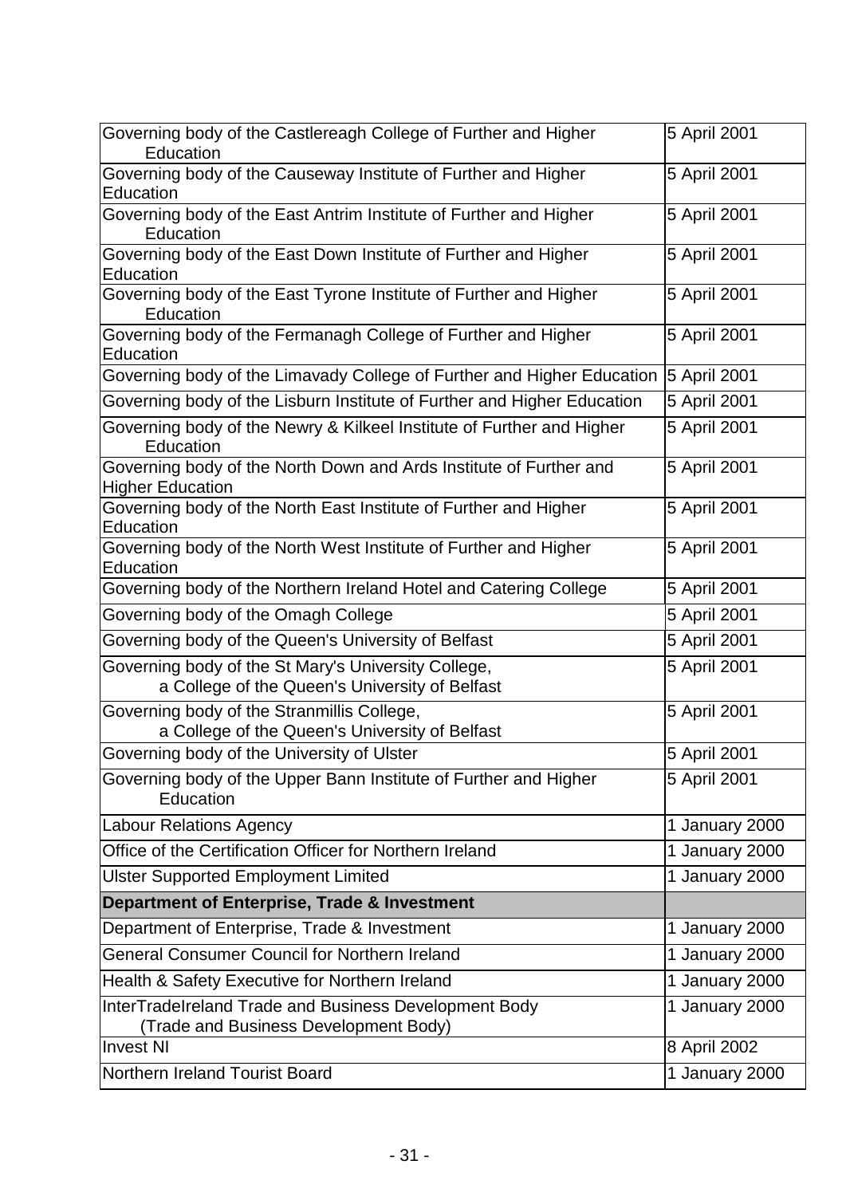| | |
|---|---|
| Governing body of the Castlereagh College of Further and Higher Education | 5 April 2001 |
| Governing body of the Causeway Institute of Further and Higher Education | 5 April 2001 |
| Governing body of the East Antrim Institute of Further and Higher Education | 5 April 2001 |
| Governing body of the East Down Institute of Further and Higher Education | 5 April 2001 |
| Governing body of the East Tyrone Institute of Further and Higher Education | 5 April 2001 |
| Governing body of the Fermanagh College of Further and Higher Education | 5 April 2001 |
| Governing body of the Limavady College of Further and Higher Education | 5 April 2001 |
| Governing body of the Lisburn Institute of Further and Higher Education | 5 April 2001 |
| Governing body of the Newry & Kilkeel Institute of Further and Higher Education | 5 April 2001 |
| Governing body of the North Down and Ards Institute of Further and Higher Education | 5 April 2001 |
| Governing body of the North East Institute of Further and Higher Education | 5 April 2001 |
| Governing body of the North West Institute of Further and Higher Education | 5 April 2001 |
| Governing body of the Northern Ireland Hotel and Catering College | 5 April 2001 |
| Governing body of the Omagh College | 5 April 2001 |
| Governing body of the Queen's University of Belfast | 5 April 2001 |
| Governing body of the St Mary's University College, a College of the Queen's University of Belfast | 5 April 2001 |
| Governing body of the Stranmillis College, a College of the Queen's University of Belfast | 5 April 2001 |
| Governing body of the University of Ulster | 5 April 2001 |
| Governing body of the Upper Bann Institute of Further and Higher Education | 5 April 2001 |
| Labour Relations Agency | 1 January 2000 |
| Office of the Certification Officer for Northern Ireland | 1 January 2000 |
| Ulster Supported Employment Limited | 1 January 2000 |
| **Department of Enterprise, Trade & Investment** | |
| Department of Enterprise, Trade & Investment | 1 January 2000 |
| General Consumer Council for Northern Ireland | 1 January 2000 |
| Health & Safety Executive for Northern Ireland | 1 January 2000 |
| InterTradeIreland Trade and Business Development Body (Trade and Business Development Body) | 1 January 2000 |
| Invest NI | 8 April 2002 |
| Northern Ireland Tourist Board | 1 January 2000 |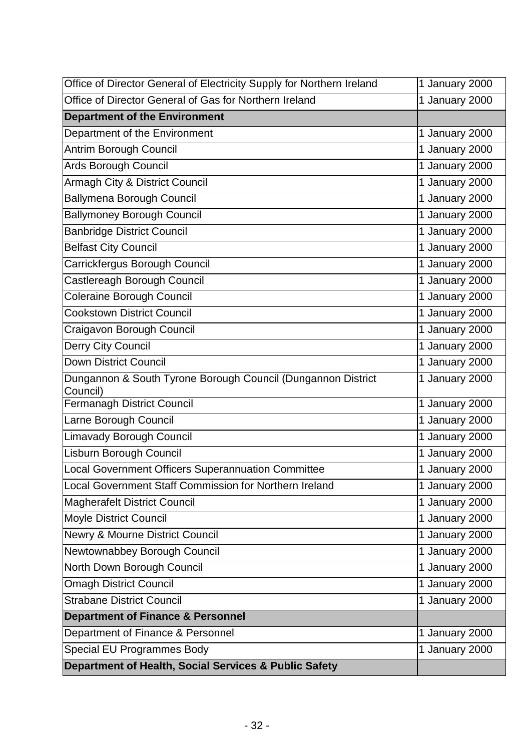| | |
|---|---|
| Office of Director General of Electricity Supply for Northern Ireland | 1 January 2000 |
| Office of Director General of Gas for Northern Ireland | 1 January 2000 |
| **Department of the Environment** | |
| Department of the Environment | 1 January 2000 |
| Antrim Borough Council | 1 January 2000 |
| Ards Borough Council | 1 January 2000 |
| Armagh City & District Council | 1 January 2000 |
| Ballymena Borough Council | 1 January 2000 |
| Ballymoney Borough Council | 1 January 2000 |
| Banbridge District Council | 1 January 2000 |
| Belfast City Council | 1 January 2000 |
| Carrickfergus Borough Council | 1 January 2000 |
| Castlereagh Borough Council | 1 January 2000 |
| Coleraine Borough Council | 1 January 2000 |
| Cookstown District Council | 1 January 2000 |
| Craigavon Borough Council | 1 January 2000 |
| Derry City Council | 1 January 2000 |
| Down District Council | 1 January 2000 |
| Dungannon & South Tyrone Borough Council (Dungannon District Council) | 1 January 2000 |
| Fermanagh District Council | 1 January 2000 |
| Larne Borough Council | 1 January 2000 |
| Limavady Borough Council | 1 January 2000 |
| Lisburn Borough Council | 1 January 2000 |
| Local Government Officers Superannuation Committee | 1 January 2000 |
| Local Government Staff Commission for Northern Ireland | 1 January 2000 |
| Magherafelt District Council | 1 January 2000 |
| Moyle District Council | 1 January 2000 |
| Newry & Mourne District Council | 1 January 2000 |
| Newtownabbey Borough Council | 1 January 2000 |
| North Down Borough Council | 1 January 2000 |
| Omagh District Council | 1 January 2000 |
| Strabane District Council | 1 January 2000 |
| **Department of Finance & Personnel** | |
| Department of Finance & Personnel | 1 January 2000 |
| Special EU Programmes Body | 1 January 2000 |
| **Department of Health, Social Services & Public Safety** | |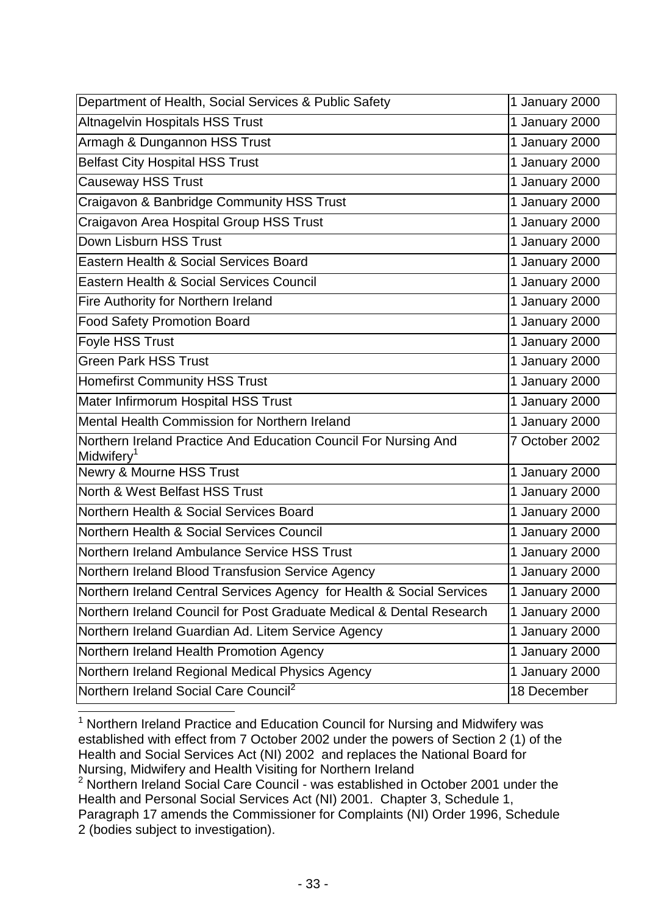| | |
|---|---|
| Department of Health, Social Services & Public Safety | 1 January 2000 |
| Altnagelvin Hospitals HSS Trust | 1 January 2000 |
| Armagh & Dungannon HSS Trust | 1 January 2000 |
| Belfast City Hospital HSS Trust | 1 January 2000 |
| Causeway HSS Trust | 1 January 2000 |
| Craigavon & Banbridge Community HSS Trust | 1 January 2000 |
| Craigavon Area Hospital Group HSS Trust | 1 January 2000 |
| Down Lisburn HSS Trust | 1 January 2000 |
| Eastern Health & Social Services Board | 1 January 2000 |
| Eastern Health & Social Services Council | 1 January 2000 |
| Fire Authority for Northern Ireland | 1 January 2000 |
| Food Safety Promotion Board | 1 January 2000 |
| Foyle HSS Trust | 1 January 2000 |
| Green Park HSS Trust | 1 January 2000 |
| Homefirst Community HSS Trust | 1 January 2000 |
| Mater Infirmorum Hospital HSS Trust | 1 January 2000 |
| Mental Health Commission for Northern Ireland | 1 January 2000 |
| Northern Ireland Practice And Education Council For Nursing And Midwifery[1] | 7 October 2002 |
| Newry & Mourne HSS Trust | 1 January 2000 |
| North & West Belfast HSS Trust | 1 January 2000 |
| Northern Health & Social Services Board | 1 January 2000 |
| Northern Health & Social Services Council | 1 January 2000 |
| Northern Ireland Ambulance Service HSS Trust | 1 January 2000 |
| Northern Ireland Blood Transfusion Service Agency | 1 January 2000 |
| Northern Ireland Central Services Agency for Health & Social Services | 1 January 2000 |
| Northern Ireland Council for Post Graduate Medical & Dental Research | 1 January 2000 |
| Northern Ireland Guardian Ad. Litem Service Agency | 1 January 2000 |
| Northern Ireland Health Promotion Agency | 1 January 2000 |
| Northern Ireland Regional Medical Physics Agency | 1 January 2000 |
| Northern Ireland Social Care Council[2] | 18 December |

[1] Northern Ireland Practice and Education Council for Nursing and Midwifery was established with effect from 7 October 2002 under the powers of Section 2 (1) of the Health and Social Services Act (NI) 2002 and replaces the National Board for Nursing, Midwifery and Health Visiting for Northern Ireland

[2] Northern Ireland Social Care Council - was established in October 2001 under the Health and Personal Social Services Act (NI) 2001. Chapter 3, Schedule 1, Paragraph 17 amends the Commissioner for Complaints (NI) Order 1996, Schedule 2 (bodies subject to investigation).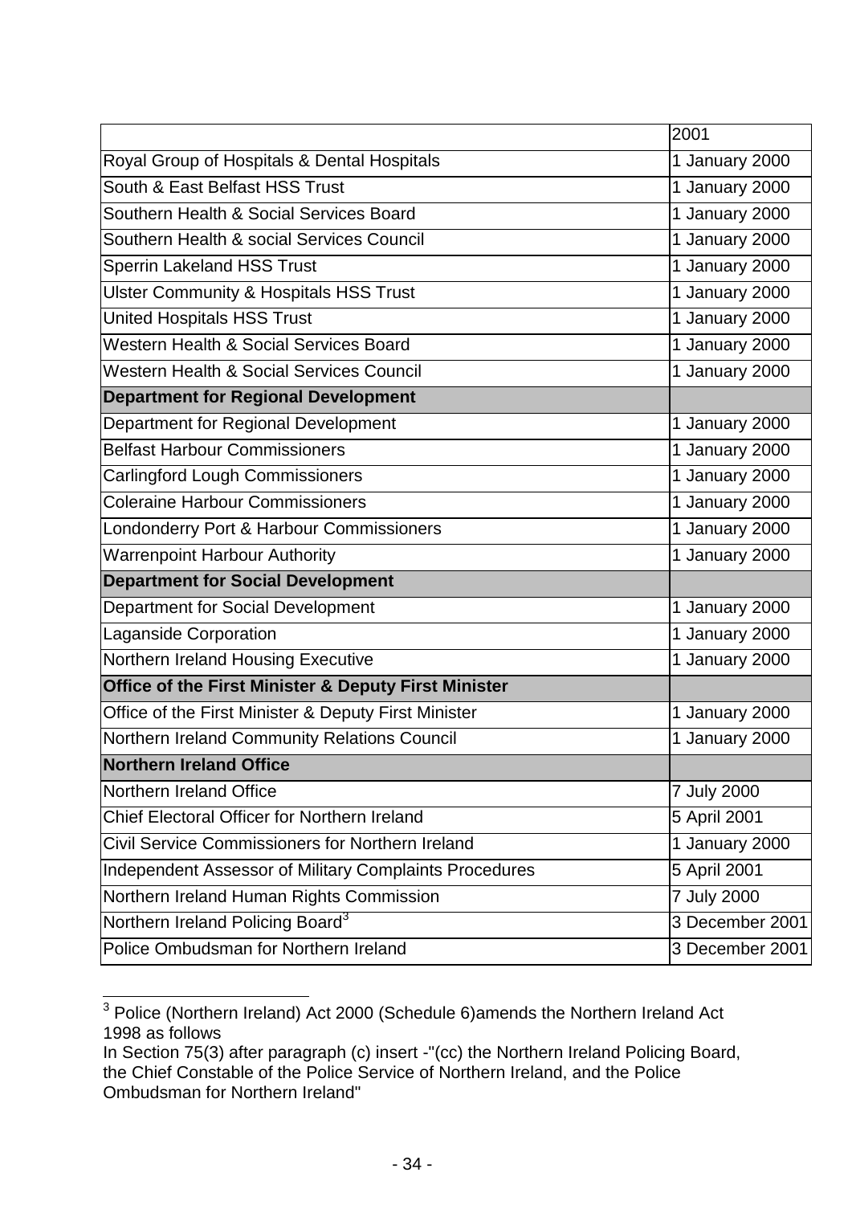| | 2001 |
|---|---|
| Royal Group of Hospitals & Dental Hospitals | 1 January 2000 |
| South & East Belfast HSS Trust | 1 January 2000 |
| Southern Health & Social Services Board | 1 January 2000 |
| Southern Health & social Services Council | 1 January 2000 |
| Sperrin Lakeland HSS Trust | 1 January 2000 |
| Ulster Community & Hospitals HSS Trust | 1 January 2000 |
| United Hospitals HSS Trust | 1 January 2000 |
| Western Health & Social Services Board | 1 January 2000 |
| Western Health & Social Services Council | 1 January 2000 |
| **Department for Regional Development** | |
| Department for Regional Development | 1 January 2000 |
| Belfast Harbour Commissioners | 1 January 2000 |
| Carlingford Lough Commissioners | 1 January 2000 |
| Coleraine Harbour Commissioners | 1 January 2000 |
| Londonderry Port & Harbour Commissioners | 1 January 2000 |
| Warrenpoint Harbour Authority | 1 January 2000 |
| **Department for Social Development** | |
| Department for Social Development | 1 January 2000 |
| Laganside Corporation | 1 January 2000 |
| Northern Ireland Housing Executive | 1 January 2000 |
| **Office of the First Minister & Deputy First Minister** | |
| Office of the First Minister & Deputy First Minister | 1 January 2000 |
| Northern Ireland Community Relations Council | 1 January 2000 |
| **Northern Ireland Office** | |
| Northern Ireland Office | 7 July 2000 |
| Chief Electoral Officer for Northern Ireland | 5 April 2001 |
| Civil Service Commissioners for Northern Ireland | 1 January 2000 |
| Independent Assessor of Military Complaints Procedures | 5 April 2001 |
| Northern Ireland Human Rights Commission | 7 July 2000 |
| Northern Ireland Policing Board[3] | 3 December 2001 |
| Police Ombudsman for Northern Ireland | 3 December 2001 |

[3] Police (Northern Ireland) Act 2000 (Schedule 6)amends the Northern Ireland Act 1998 as follows
In Section 75(3) after paragraph (c) insert -"(cc) the Northern Ireland Policing Board, the Chief Constable of the Police Service of Northern Ireland, and the Police Ombudsman for Northern Ireland"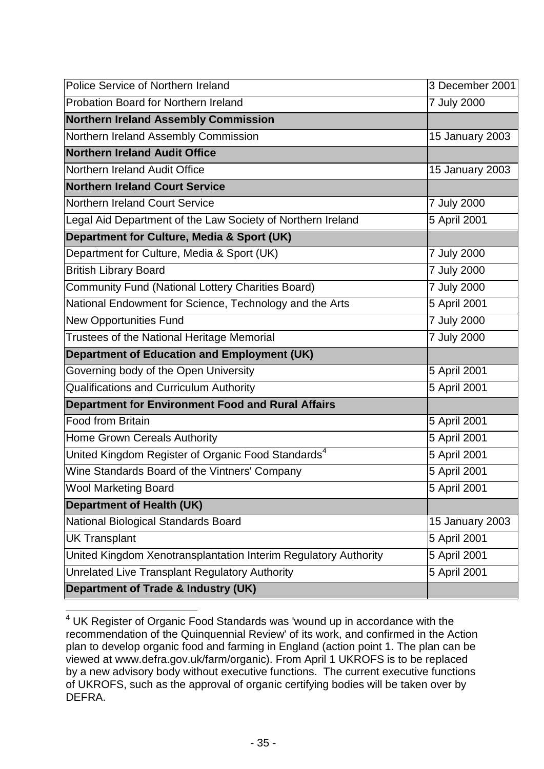| | |
|---|---|
| Police Service of Northern Ireland | 3 December 2001 |
| Probation Board for Northern Ireland | 7 July 2000 |
| **Northern Ireland Assembly Commission** | |
| Northern Ireland Assembly Commission | 15 January 2003 |
| **Northern Ireland Audit Office** | |
| Northern Ireland Audit Office | 15 January 2003 |
| **Northern Ireland Court Service** | |
| Northern Ireland Court Service | 7 July 2000 |
| Legal Aid Department of the Law Society of Northern Ireland | 5 April 2001 |
| **Department for Culture, Media & Sport (UK)** | |
| Department for Culture, Media & Sport (UK) | 7 July 2000 |
| British Library Board | 7 July 2000 |
| Community Fund (National Lottery Charities Board) | 7 July 2000 |
| National Endowment for Science, Technology and the Arts | 5 April 2001 |
| New Opportunities Fund | 7 July 2000 |
| Trustees of the National Heritage Memorial | 7 July 2000 |
| **Department of Education and Employment (UK)** | |
| Governing body of the Open University | 5 April 2001 |
| Qualifications and Curriculum Authority | 5 April 2001 |
| **Department for Environment Food and Rural Affairs** | |
| Food from Britain | 5 April 2001 |
| Home Grown Cereals Authority | 5 April 2001 |
| United Kingdom Register of Organic Food Standards[4] | 5 April 2001 |
| Wine Standards Board of the Vintners' Company | 5 April 2001 |
| Wool Marketing Board | 5 April 2001 |
| **Department of Health (UK)** | |
| National Biological Standards Board | 15 January 2003 |
| UK Transplant | 5 April 2001 |
| United Kingdom Xenotransplantation Interim Regulatory Authority | 5 April 2001 |
| Unrelated Live Transplant Regulatory Authority | 5 April 2001 |
| **Department of Trade & Industry (UK)** | |

[4] UK Register of Organic Food Standards was 'wound up in accordance with the recommendation of the Quinquennial Review' of its work, and confirmed in the Action plan to develop organic food and farming in England (action point 1. The plan can be viewed at www.defra.gov.uk/farm/organic). From April 1 UKROFS is to be replaced by a new advisory body without executive functions. The current executive functions of UKROFS, such as the approval of organic certifying bodies will be taken over by DEFRA.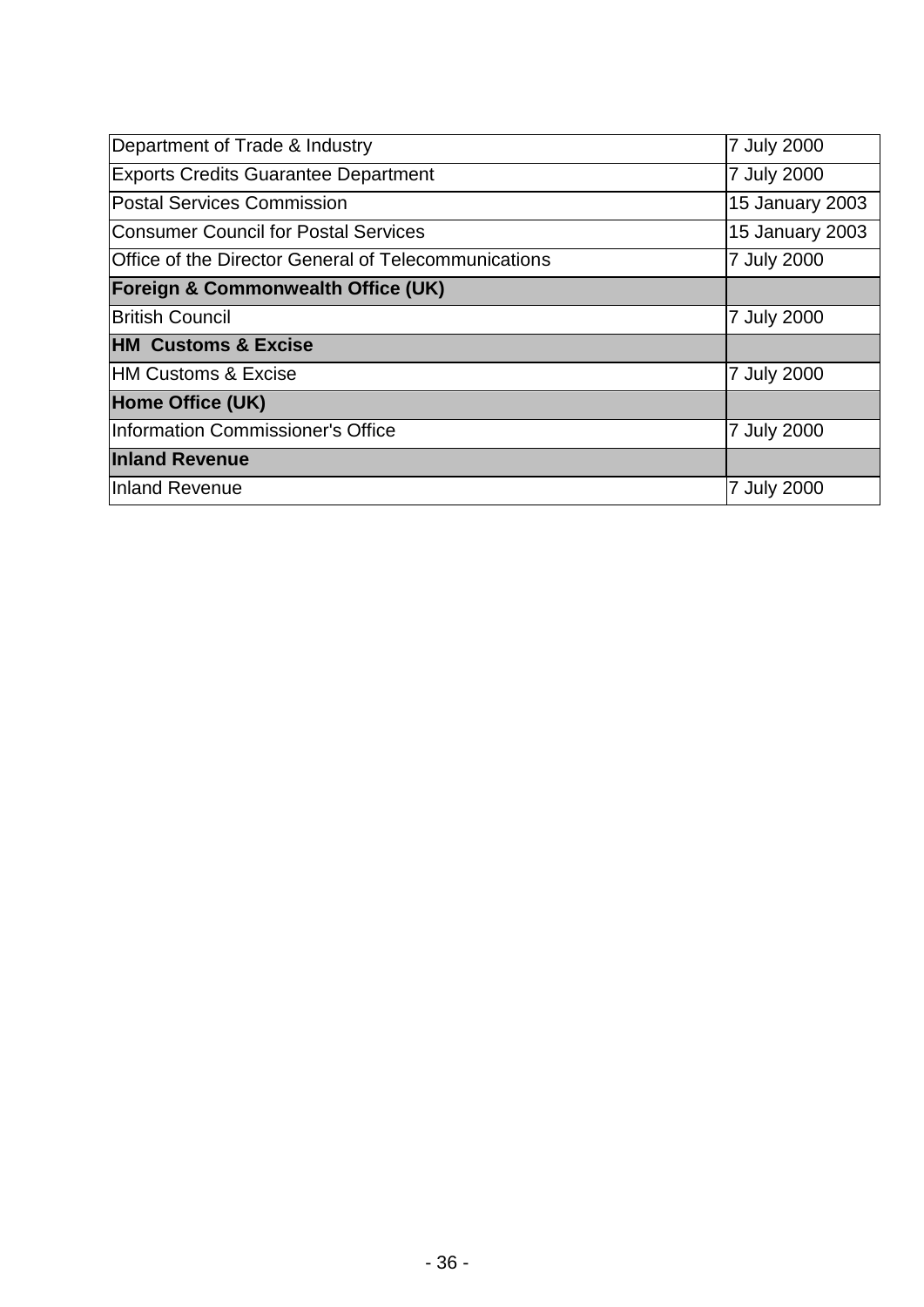| Department of Trade & Industry | 7 July 2000 |
|---|---|
| Exports Credits Guarantee Department | 7 July 2000 |
| Postal Services Commission | 15 January 2003 |
| Consumer Council for Postal Services | 15 January 2003 |
| Office of the Director General of Telecommunications | 7 July 2000 |
| **Foreign & Commonwealth Office (UK)** | |
| British Council | 7 July 2000 |
| **HM Customs & Excise** | |
| HM Customs & Excise | 7 July 2000 |
| **Home Office (UK)** | |
| Information Commissioner's Office | 7 July 2000 |
| **Inland Revenue** | |
| Inland Revenue | 7 July 2000 |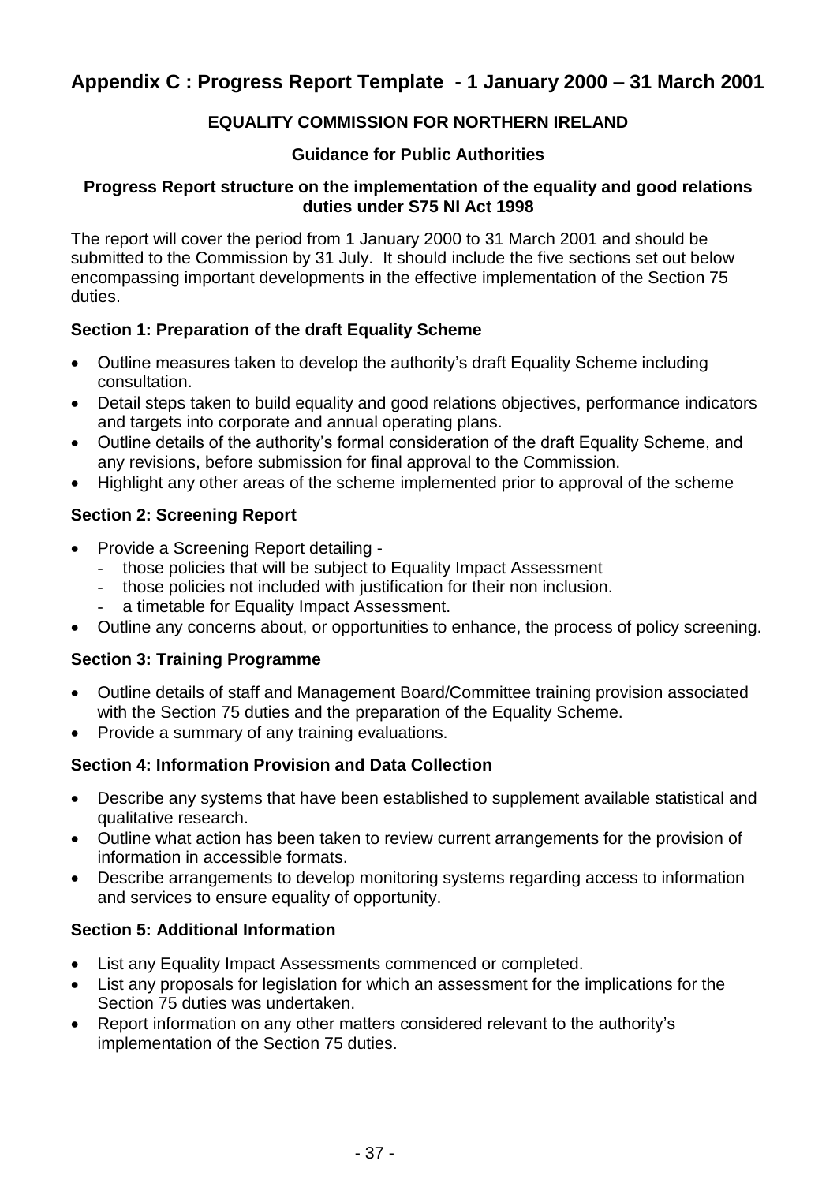## Appendix C : Progress Report Template - 1 January 2000 – 31 March 2001

**EQUALITY COMMISSION FOR NORTHERN IRELAND**

**Guidance for Public Authorities**

**Progress Report structure on the implementation of the equality and good relations duties under S75 NI Act 1998**

The report will cover the period from 1 January 2000 to 31 March 2001 and should be submitted to the Commission by 31 July. It should include the five sections set out below encompassing important developments in the effective implementation of the Section 75 duties.

### Section 1: Preparation of the draft Equality Scheme

- Outline measures taken to develop the authority's draft Equality Scheme including consultation.
- Detail steps taken to build equality and good relations objectives, performance indicators and targets into corporate and annual operating plans.
- Outline details of the authority's formal consideration of the draft Equality Scheme, and any revisions, before submission for final approval to the Commission.
- Highlight any other areas of the scheme implemented prior to approval of the scheme

### Section 2: Screening Report

- Provide a Screening Report detailing -
  - those policies that will be subject to Equality Impact Assessment
  - those policies not included with justification for their non inclusion.
  - a timetable for Equality Impact Assessment.
- Outline any concerns about, or opportunities to enhance, the process of policy screening.

### Section 3: Training Programme

- Outline details of staff and Management Board/Committee training provision associated with the Section 75 duties and the preparation of the Equality Scheme.
- Provide a summary of any training evaluations.

### Section 4: Information Provision and Data Collection

- Describe any systems that have been established to supplement available statistical and qualitative research.
- Outline what action has been taken to review current arrangements for the provision of information in accessible formats.
- Describe arrangements to develop monitoring systems regarding access to information and services to ensure equality of opportunity.

### Section 5: Additional Information

- List any Equality Impact Assessments commenced or completed.
- List any proposals for legislation for which an assessment for the implications for the Section 75 duties was undertaken.
- Report information on any other matters considered relevant to the authority's implementation of the Section 75 duties.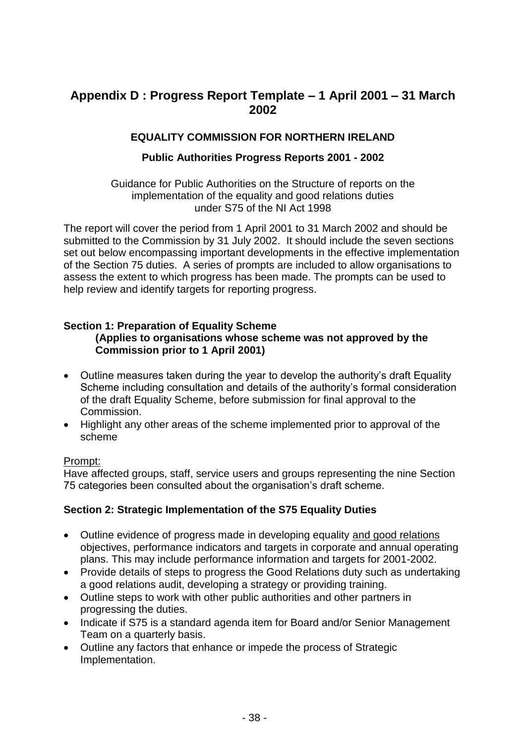## Appendix D : Progress Report Template – 1 April 2001 – 31 March 2002

**EQUALITY COMMISSION FOR NORTHERN IRELAND**

**Public Authorities Progress Reports 2001 - 2002**

Guidance for Public Authorities on the Structure of reports on the implementation of the equality and good relations duties under S75 of the NI Act 1998

The report will cover the period from 1 April 2001 to 31 March 2002 and should be submitted to the Commission by 31 July 2002. It should include the seven sections set out below encompassing important developments in the effective implementation of the Section 75 duties. A series of prompts are included to allow organisations to assess the extent to which progress has been made. The prompts can be used to help review and identify targets for reporting progress.

**Section 1: Preparation of Equality Scheme**
**(Applies to organisations whose scheme was not approved by the Commission prior to 1 April 2001)**

- Outline measures taken during the year to develop the authority's draft Equality Scheme including consultation and details of the authority's formal consideration of the draft Equality Scheme, before submission for final approval to the Commission.
- Highlight any other areas of the scheme implemented prior to approval of the scheme

Prompt:
Have affected groups, staff, service users and groups representing the nine Section 75 categories been consulted about the organisation's draft scheme.

**Section 2: Strategic Implementation of the S75 Equality Duties**

- Outline evidence of progress made in developing equality and good relations objectives, performance indicators and targets in corporate and annual operating plans. This may include performance information and targets for 2001-2002.
- Provide details of steps to progress the Good Relations duty such as undertaking a good relations audit, developing a strategy or providing training.
- Outline steps to work with other public authorities and other partners in progressing the duties.
- Indicate if S75 is a standard agenda item for Board and/or Senior Management Team on a quarterly basis.
- Outline any factors that enhance or impede the process of Strategic Implementation.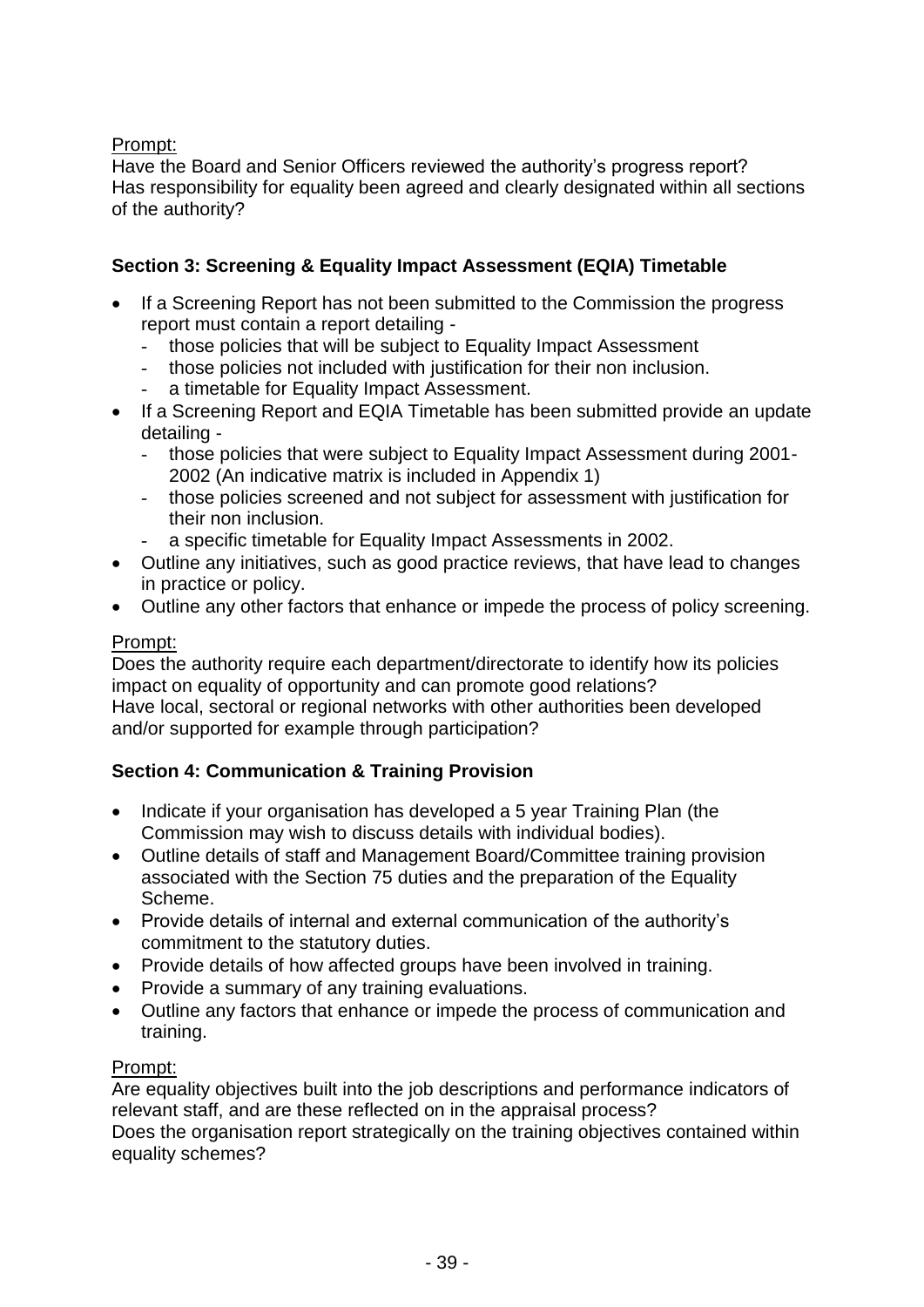Prompt:

Have the Board and Senior Officers reviewed the authority's progress report?
Has responsibility for equality been agreed and clearly designated within all sections of the authority?

**Section 3: Screening & Equality Impact Assessment (EQIA) Timetable**

- If a Screening Report has not been submitted to the Commission the progress report must contain a report detailing -
  - those policies that will be subject to Equality Impact Assessment
  - those policies not included with justification for their non inclusion.
  - a timetable for Equality Impact Assessment.
- If a Screening Report and EQIA Timetable has been submitted provide an update detailing -
  - those policies that were subject to Equality Impact Assessment during 2001-2002 (An indicative matrix is included in Appendix 1)
  - those policies screened and not subject for assessment with justification for their non inclusion.
  - a specific timetable for Equality Impact Assessments in 2002.
- Outline any initiatives, such as good practice reviews, that have lead to changes in practice or policy.
- Outline any other factors that enhance or impede the process of policy screening.

Prompt:

Does the authority require each department/directorate to identify how its policies impact on equality of opportunity and can promote good relations?
Have local, sectoral or regional networks with other authorities been developed and/or supported for example through participation?

**Section 4: Communication & Training Provision**

- Indicate if your organisation has developed a 5 year Training Plan (the Commission may wish to discuss details with individual bodies).
- Outline details of staff and Management Board/Committee training provision associated with the Section 75 duties and the preparation of the Equality Scheme.
- Provide details of internal and external communication of the authority's commitment to the statutory duties.
- Provide details of how affected groups have been involved in training.
- Provide a summary of any training evaluations.
- Outline any factors that enhance or impede the process of communication and training.

Prompt:

Are equality objectives built into the job descriptions and performance indicators of relevant staff, and are these reflected on in the appraisal process?
Does the organisation report strategically on the training objectives contained within equality schemes?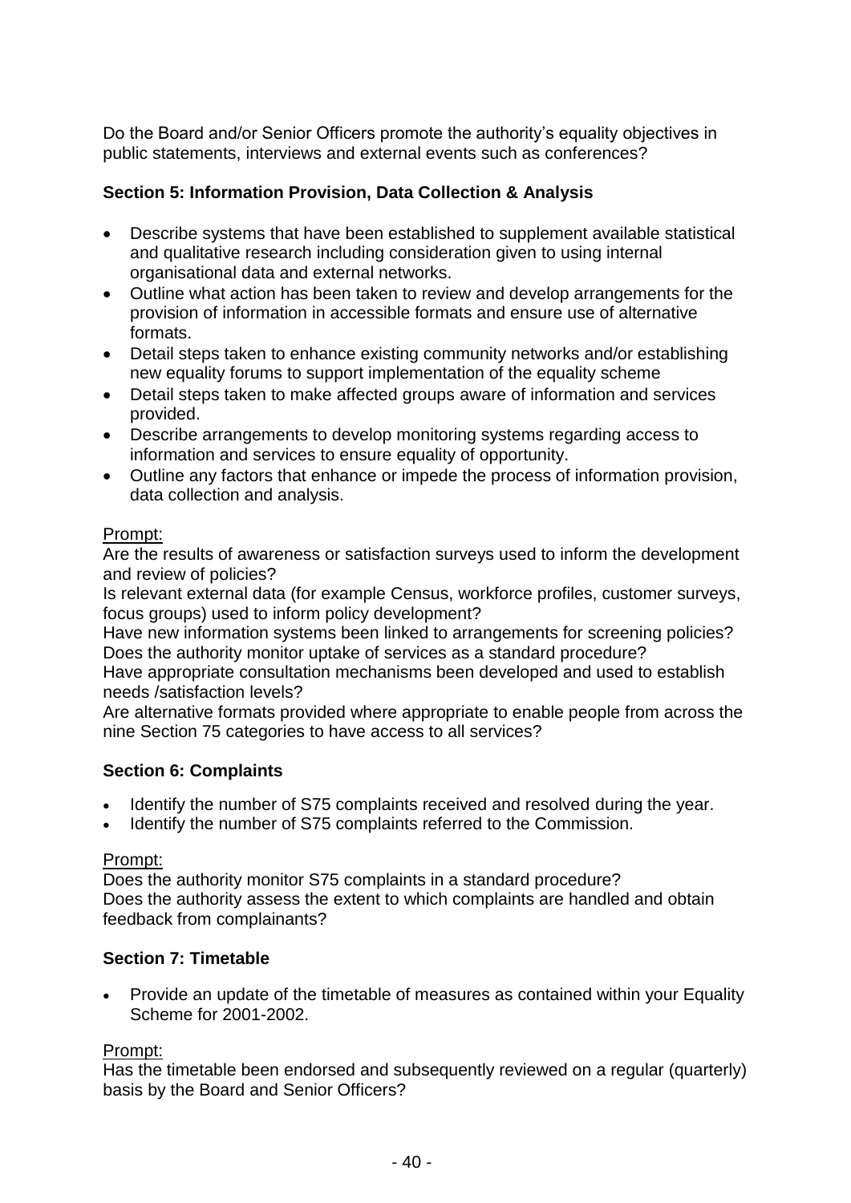Do the Board and/or Senior Officers promote the authority's equality objectives in public statements, interviews and external events such as conferences?

**Section 5: Information Provision, Data Collection & Analysis**

- Describe systems that have been established to supplement available statistical and qualitative research including consideration given to using internal organisational data and external networks.
- Outline what action has been taken to review and develop arrangements for the provision of information in accessible formats and ensure use of alternative formats.
- Detail steps taken to enhance existing community networks and/or establishing new equality forums to support implementation of the equality scheme
- Detail steps taken to make affected groups aware of information and services provided.
- Describe arrangements to develop monitoring systems regarding access to information and services to ensure equality of opportunity.
- Outline any factors that enhance or impede the process of information provision, data collection and analysis.

<u>Prompt:</u>
Are the results of awareness or satisfaction surveys used to inform the development and review of policies?
Is relevant external data (for example Census, workforce profiles, customer surveys, focus groups) used to inform policy development?
Have new information systems been linked to arrangements for screening policies?
Does the authority monitor uptake of services as a standard procedure?
Have appropriate consultation mechanisms been developed and used to establish needs /satisfaction levels?
Are alternative formats provided where appropriate to enable people from across the nine Section 75 categories to have access to all services?

**Section 6: Complaints**

- Identify the number of S75 complaints received and resolved during the year.
- Identify the number of S75 complaints referred to the Commission.

<u>Prompt:</u>
Does the authority monitor S75 complaints in a standard procedure?
Does the authority assess the extent to which complaints are handled and obtain feedback from complainants?

**Section 7: Timetable**

- Provide an update of the timetable of measures as contained within your Equality Scheme for 2001-2002.

<u>Prompt:</u>
Has the timetable been endorsed and subsequently reviewed on a regular (quarterly) basis by the Board and Senior Officers?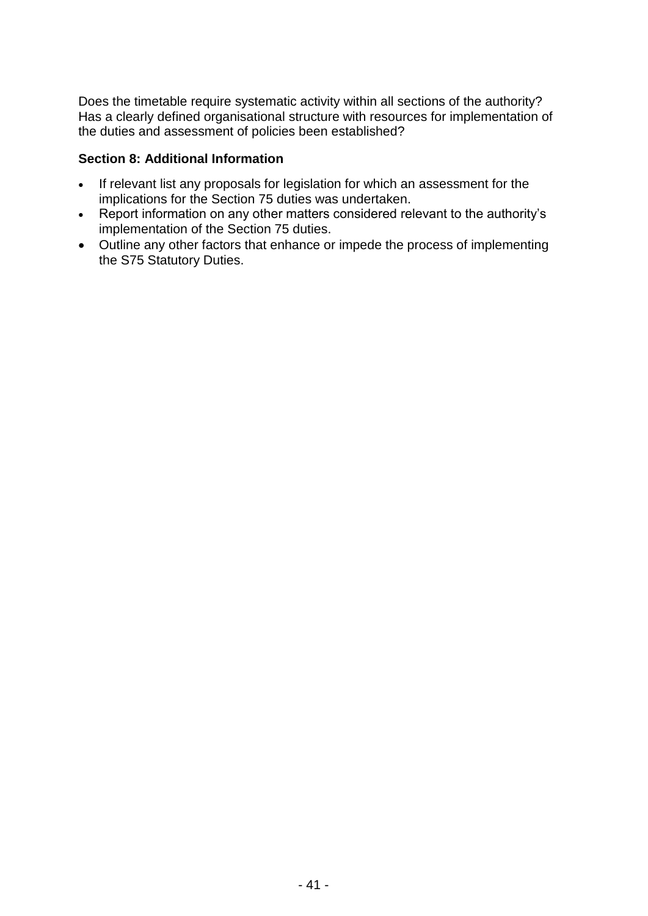Does the timetable require systematic activity within all sections of the authority? Has a clearly defined organisational structure with resources for implementation of the duties and assessment of policies been established?

**Section 8: Additional Information**

- If relevant list any proposals for legislation for which an assessment for the implications for the Section 75 duties was undertaken.
- Report information on any other matters considered relevant to the authority's implementation of the Section 75 duties.
- Outline any other factors that enhance or impede the process of implementing the S75 Statutory Duties.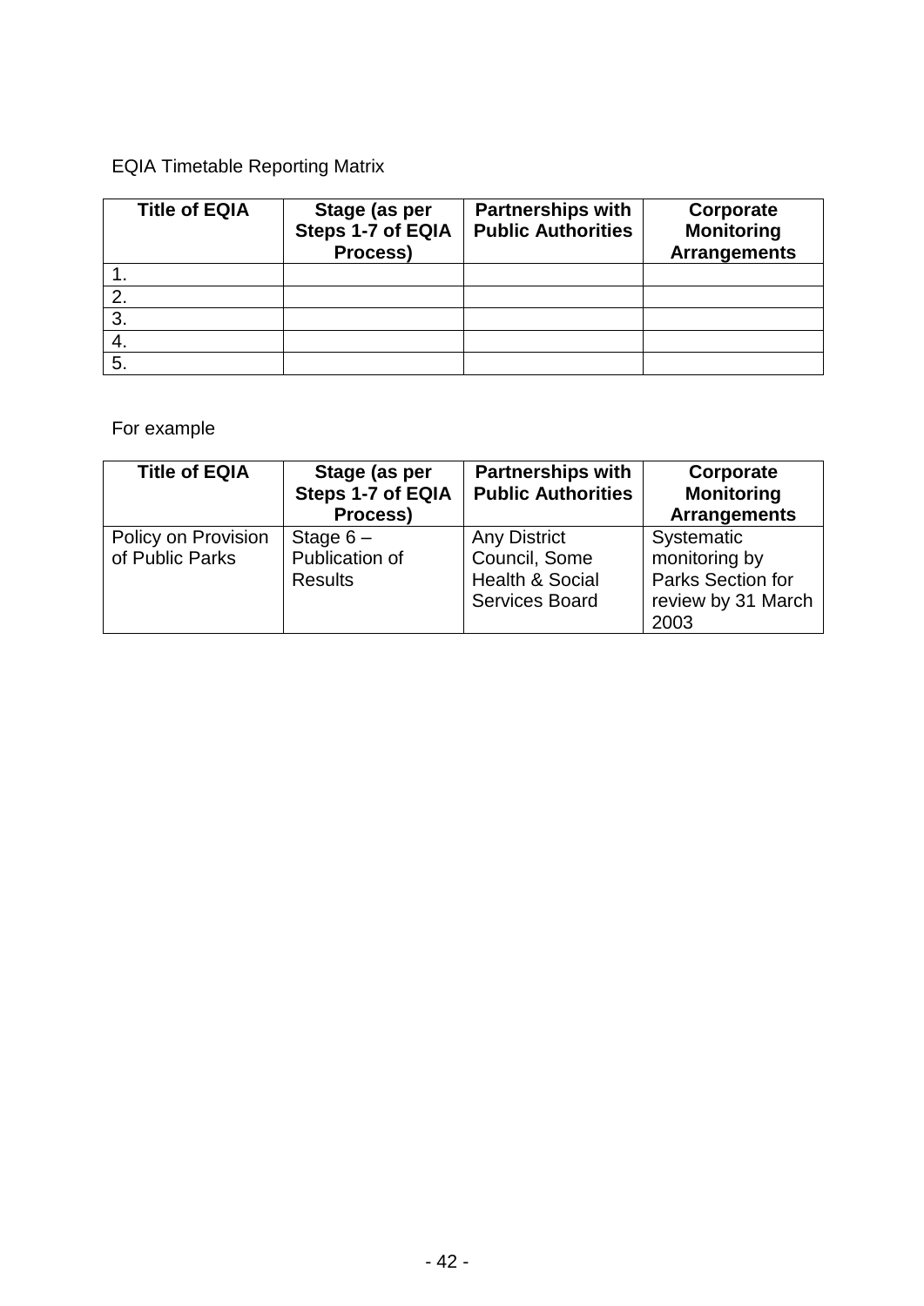EQIA Timetable Reporting Matrix

| Title of EQIA | Stage (as per Steps 1-7 of EQIA Process) | Partnerships with Public Authorities | Corporate Monitoring Arrangements |
|---|---|---|---|
| 1. | | | |
| 2. | | | |
| 3. | | | |
| 4. | | | |
| 5. | | | |

For example

| Title of EQIA | Stage (as per Steps 1-7 of EQIA Process) | Partnerships with Public Authorities | Corporate Monitoring Arrangements |
|---|---|---|---|
| Policy on Provision of Public Parks | Stage 6 – Publication of Results | Any District Council, Some Health & Social Services Board | Systematic monitoring by Parks Section for review by 31 March 2003 |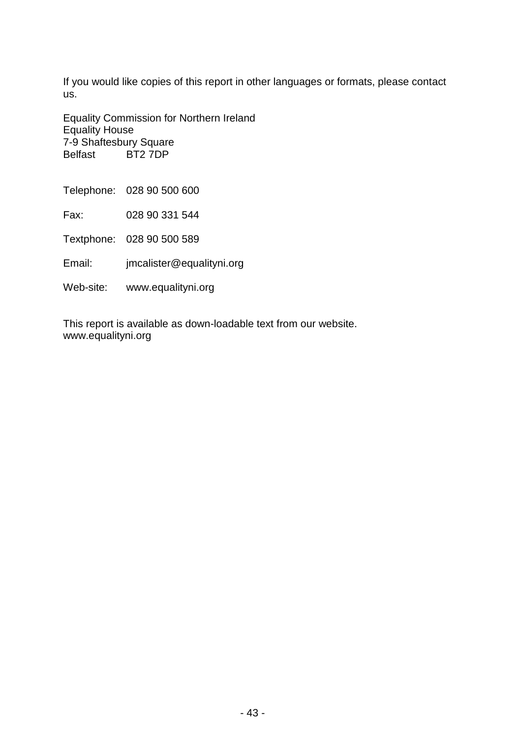If you would like copies of this report in other languages or formats, please contact us.

Equality Commission for Northern Ireland
Equality House
7-9 Shaftesbury Square
Belfast BT2 7DP

Telephone: 028 90 500 600

Fax: 028 90 331 544

Textphone: 028 90 500 589

Email: jmcalister@equalityni.org

Web-site: www.equalityni.org

This report is available as down-loadable text from our website.
www.equalityni.org